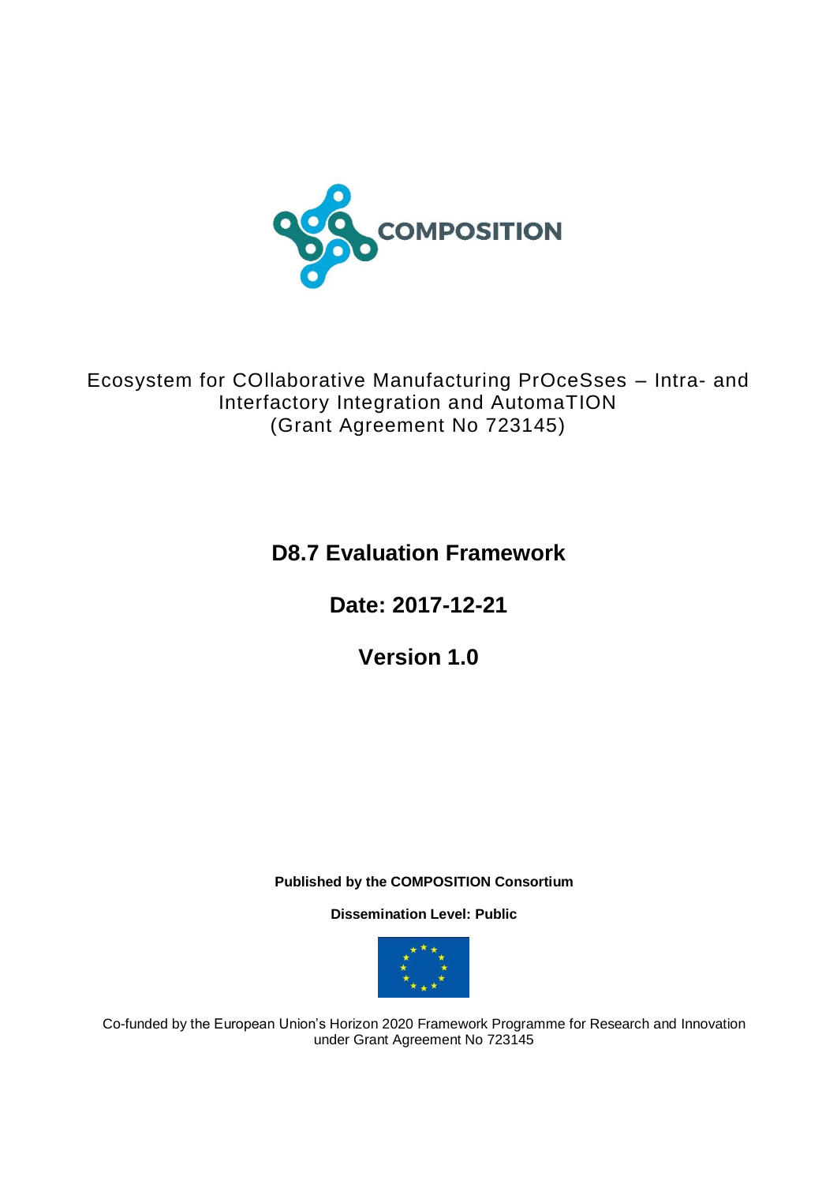COMPOSITION

Ecosystem for COllaborative Manufacturing PrOceSses – Intra- and Interfactory Integration and AutomaTION
(Grant Agreement No 723145)

# D8.7 Evaluation Framework

## Date: 2017-12-21

## Version 1.0

**Published by the COMPOSITION Consortium**

**Dissemination Level: Public**

Co-funded by the European Union's Horizon 2020 Framework Programme for Research and Innovation under Grant Agreement No 723145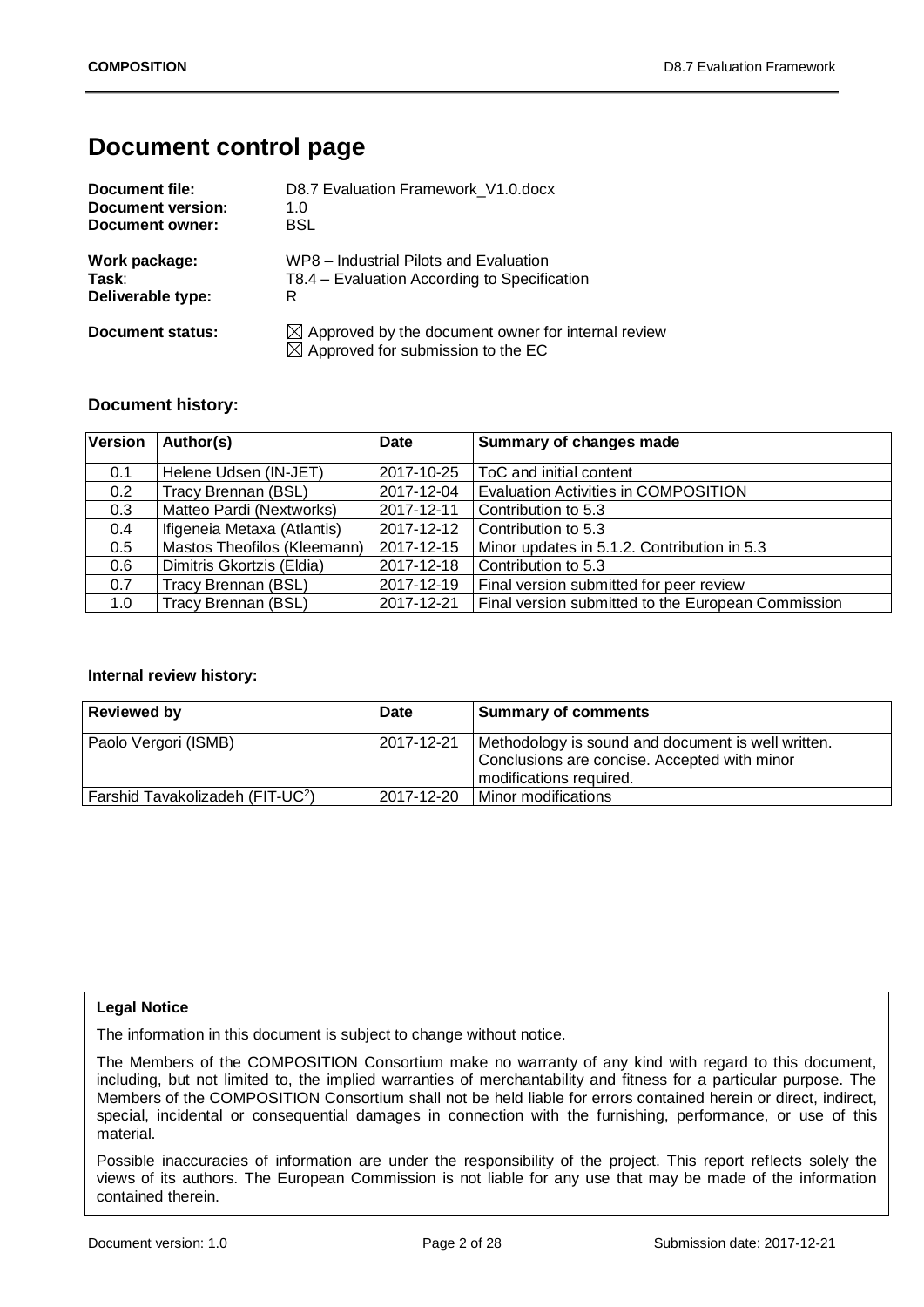# Document control page

**Document file:** D8.7 Evaluation Framework_V1.0.docx
**Document version:** 1.0
**Document owner:** BSL

**Work package:** WP8 – Industrial Pilots and Evaluation
**Task:** T8.4 – Evaluation According to Specification
**Deliverable type:** R

**Document status:** ☒ Approved by the document owner for internal review
☒ Approved for submission to the EC

### Document history:

| Version | Author(s) | Date | Summary of changes made |
|---|---|---|---|
| 0.1 | Helene Udsen (IN-JET) | 2017-10-25 | ToC and initial content |
| 0.2 | Tracy Brennan (BSL) | 2017-12-04 | Evaluation Activities in COMPOSITION |
| 0.3 | Matteo Pardi (Nextworks) | 2017-12-11 | Contribution to 5.3 |
| 0.4 | Ifigeneia Metaxa (Atlantis) | 2017-12-12 | Contribution to 5.3 |
| 0.5 | Mastos Theofilos (Kleemann) | 2017-12-15 | Minor updates in 5.1.2. Contribution in 5.3 |
| 0.6 | Dimitris Gkortzis (Eldia) | 2017-12-18 | Contribution to 5.3 |
| 0.7 | Tracy Brennan (BSL) | 2017-12-19 | Final version submitted for peer review |
| 1.0 | Tracy Brennan (BSL) | 2017-12-21 | Final version submitted to the European Commission |

**Internal review history:**

| Reviewed by | Date | Summary of comments |
|---|---|---|
| Paolo Vergori (ISMB) | 2017-12-21 | Methodology is sound and document is well written. Conclusions are concise. Accepted with minor modifications required. |
| Farshid Tavakolizadeh (FIT-UC$^2$) | 2017-12-20 | Minor modifications |

**Legal Notice**

The information in this document is subject to change without notice.

The Members of the COMPOSITION Consortium make no warranty of any kind with regard to this document, including, but not limited to, the implied warranties of merchantability and fitness for a particular purpose. The Members of the COMPOSITION Consortium shall not be held liable for errors contained herein or direct, indirect, special, incidental or consequential damages in connection with the furnishing, performance, or use of this material.

Possible inaccuracies of information are under the responsibility of the project. This report reflects solely the views of its authors. The European Commission is not liable for any use that may be made of the information contained therein.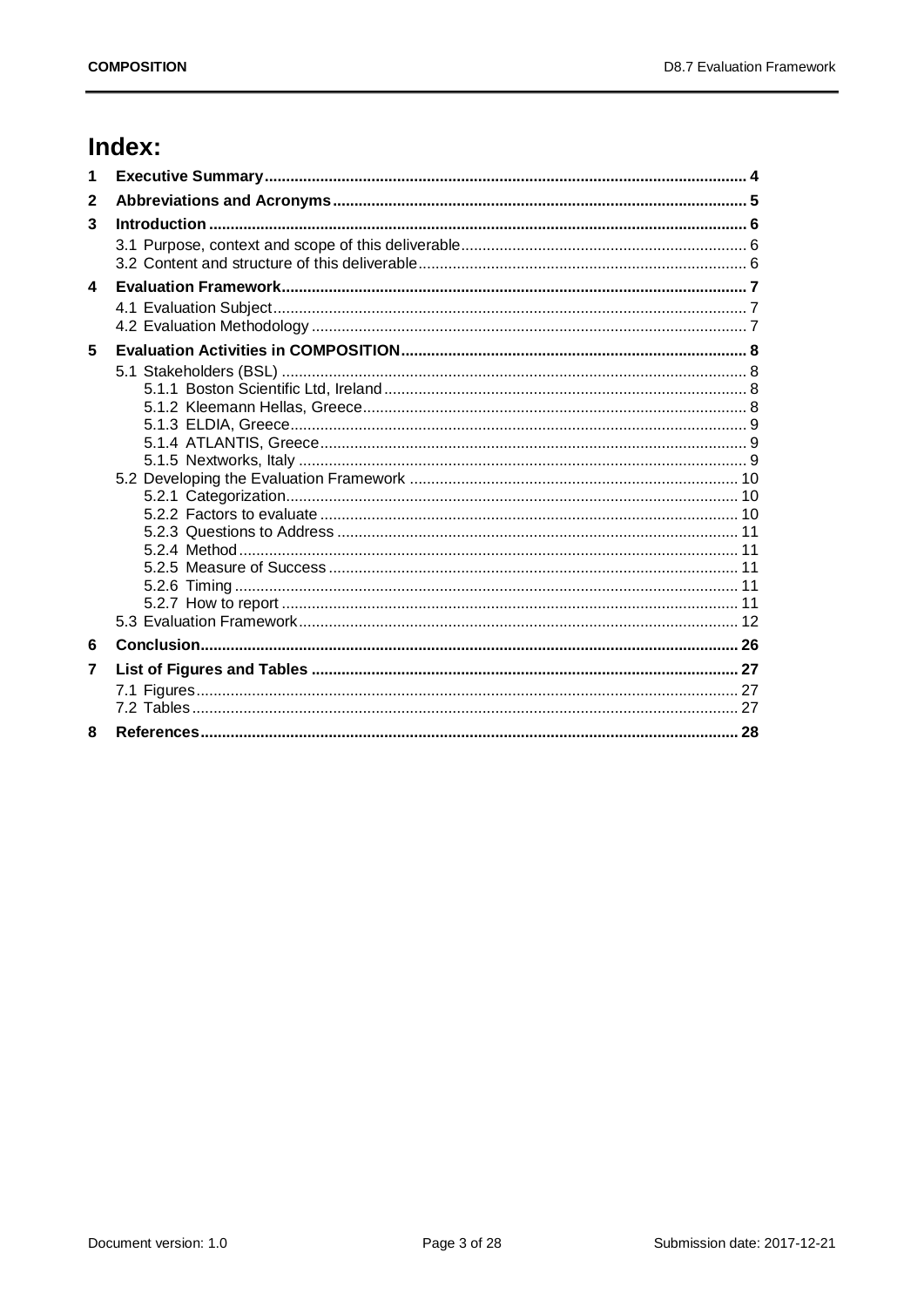# Index:

1 **Executive Summary** ... 4

2 **Abbreviations and Acronyms** ... 5

3 **Introduction** ... 6

- 3.1 Purpose, context and scope of this deliverable ... 6
- 3.2 Content and structure of this deliverable ... 6

4 **Evaluation Framework** ... 7

- 4.1 Evaluation Subject ... 7
- 4.2 Evaluation Methodology ... 7

5 **Evaluation Activities in COMPOSITION** ... 8

- 5.1 Stakeholders (BSL) ... 8
  - 5.1.1 Boston Scientific Ltd, Ireland ... 8
  - 5.1.2 Kleemann Hellas, Greece ... 8
  - 5.1.3 ELDIA, Greece ... 9
  - 5.1.4 ATLANTIS, Greece ... 9
  - 5.1.5 Nextworks, Italy ... 9
- 5.2 Developing the Evaluation Framework ... 10
  - 5.2.1 Categorization ... 10
  - 5.2.2 Factors to evaluate ... 10
  - 5.2.3 Questions to Address ... 11
  - 5.2.4 Method ... 11
  - 5.2.5 Measure of Success ... 11
  - 5.2.6 Timing ... 11
  - 5.2.7 How to report ... 11
- 5.3 Evaluation Framework ... 12

6 **Conclusion** ... 26

7 **List of Figures and Tables** ... 27

- 7.1 Figures ... 27
- 7.2 Tables ... 27

8 **References** ... 28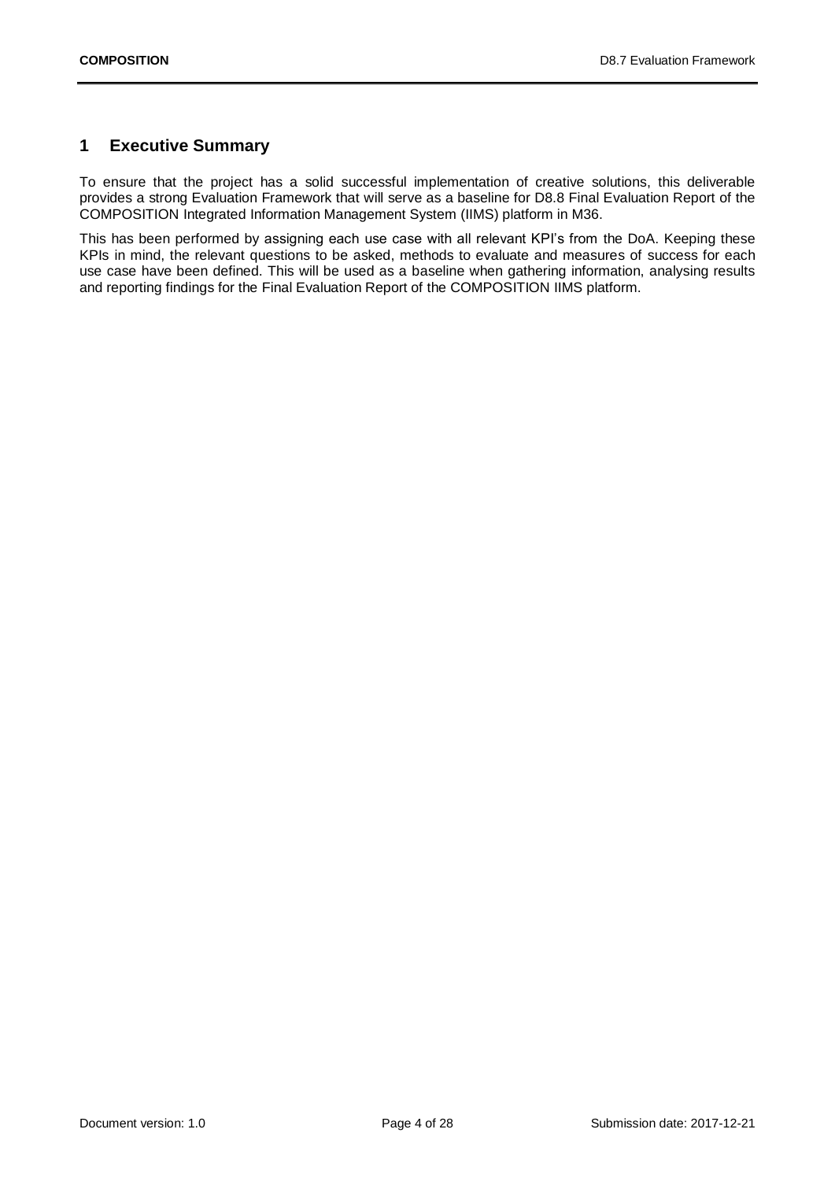# 1 Executive Summary

To ensure that the project has a solid successful implementation of creative solutions, this deliverable provides a strong Evaluation Framework that will serve as a baseline for D8.8 Final Evaluation Report of the COMPOSITION Integrated Information Management System (IIMS) platform in M36.

This has been performed by assigning each use case with all relevant KPI's from the DoA. Keeping these KPIs in mind, the relevant questions to be asked, methods to evaluate and measures of success for each use case have been defined. This will be used as a baseline when gathering information, analysing results and reporting findings for the Final Evaluation Report of the COMPOSITION IIMS platform.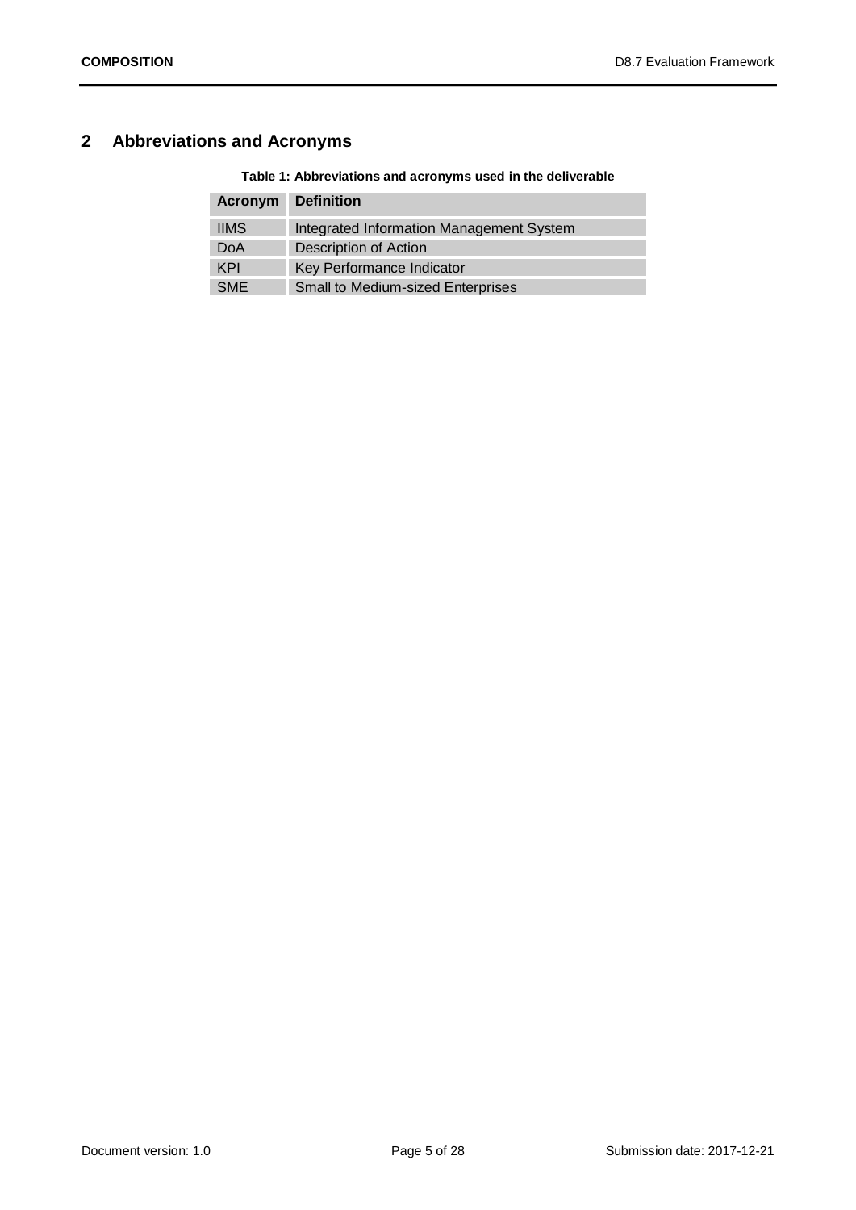## 2 Abbreviations and Acronyms

**Table 1: Abbreviations and acronyms used in the deliverable**

| Acronym | Definition |
|---|---|
| IIMS | Integrated Information Management System |
| DoA | Description of Action |
| KPI | Key Performance Indicator |
| SME | Small to Medium-sized Enterprises |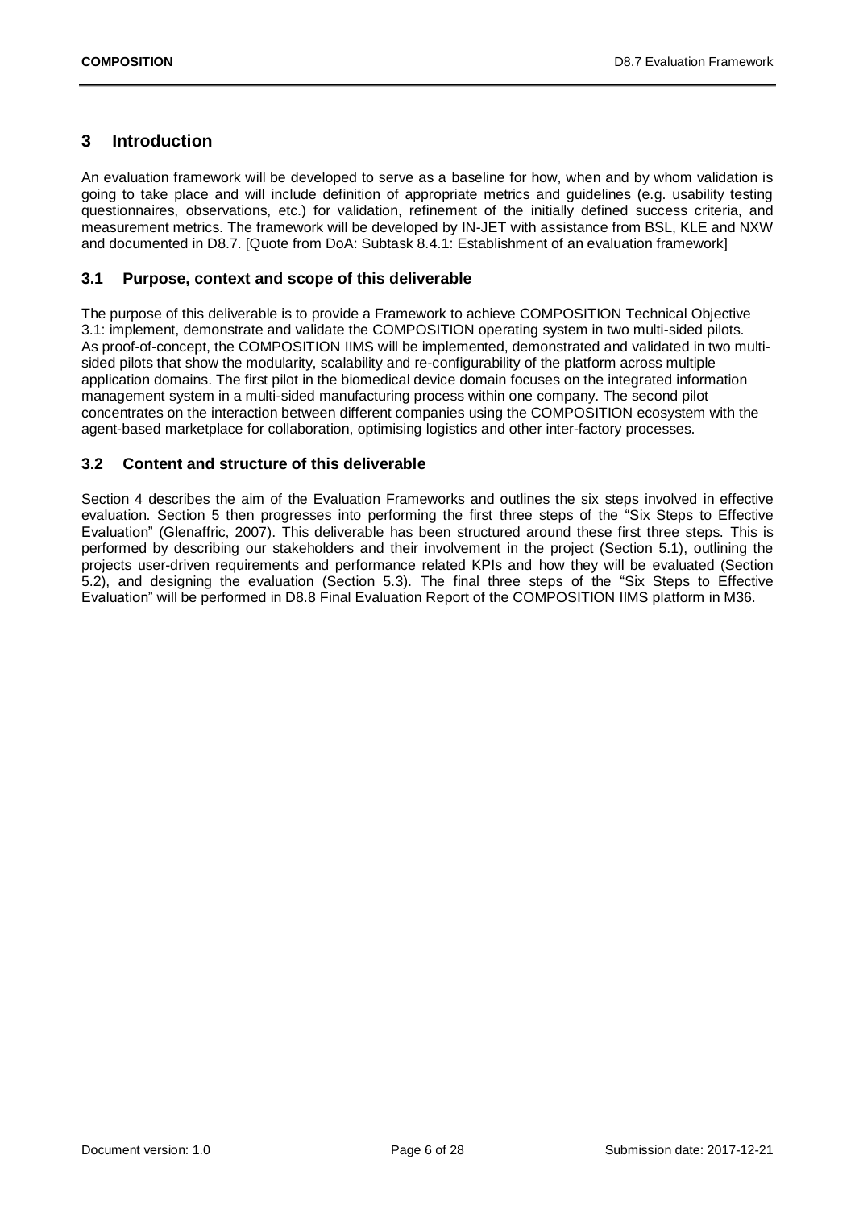# 3 Introduction

An evaluation framework will be developed to serve as a baseline for how, when and by whom validation is going to take place and will include definition of appropriate metrics and guidelines (e.g. usability testing questionnaires, observations, etc.) for validation, refinement of the initially defined success criteria, and measurement metrics. The framework will be developed by IN-JET with assistance from BSL, KLE and NXW and documented in D8.7. [Quote from DoA: Subtask 8.4.1: Establishment of an evaluation framework]

## 3.1 Purpose, context and scope of this deliverable

The purpose of this deliverable is to provide a Framework to achieve COMPOSITION Technical Objective 3.1: implement, demonstrate and validate the COMPOSITION operating system in two multi-sided pilots. As proof-of-concept, the COMPOSITION IIMS will be implemented, demonstrated and validated in two multi-sided pilots that show the modularity, scalability and re-configurability of the platform across multiple application domains. The first pilot in the biomedical device domain focuses on the integrated information management system in a multi-sided manufacturing process within one company. The second pilot concentrates on the interaction between different companies using the COMPOSITION ecosystem with the agent-based marketplace for collaboration, optimising logistics and other inter-factory processes.

## 3.2 Content and structure of this deliverable

Section 4 describes the aim of the Evaluation Frameworks and outlines the six steps involved in effective evaluation. Section 5 then progresses into performing the first three steps of the "Six Steps to Effective Evaluation" (Glenaffric, 2007). This deliverable has been structured around these first three steps. This is performed by describing our stakeholders and their involvement in the project (Section 5.1), outlining the projects user-driven requirements and performance related KPIs and how they will be evaluated (Section 5.2), and designing the evaluation (Section 5.3). The final three steps of the "Six Steps to Effective Evaluation" will be performed in D8.8 Final Evaluation Report of the COMPOSITION IIMS platform in M36.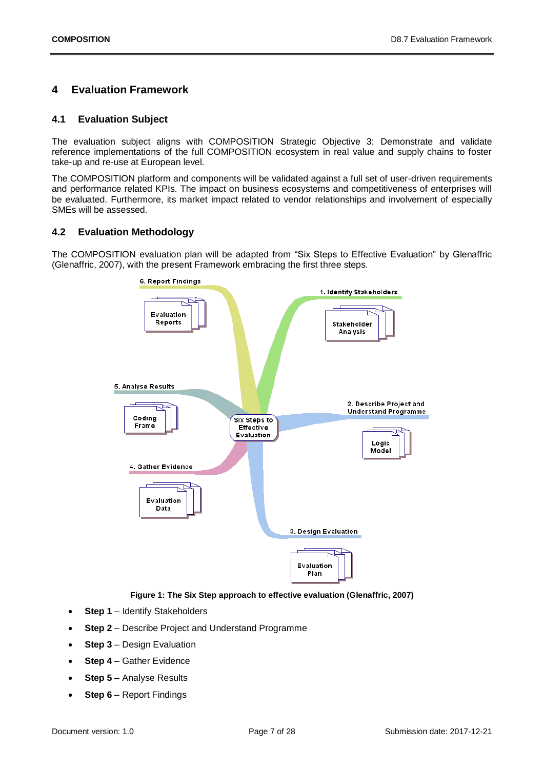# 4 Evaluation Framework

## 4.1 Evaluation Subject

The evaluation subject aligns with COMPOSITION Strategic Objective 3: Demonstrate and validate reference implementations of the full COMPOSITION ecosystem in real value and supply chains to foster take-up and re-use at European level.

The COMPOSITION platform and components will be validated against a full set of user-driven requirements and performance related KPIs. The impact on business ecosystems and competitiveness of enterprises will be evaluated. Furthermore, its market impact related to vendor relationships and involvement of especially SMEs will be assessed.

## 4.2 Evaluation Methodology

The COMPOSITION evaluation plan will be adapted from "Six Steps to Effective Evaluation" by Glenaffric (Glenaffric, 2007), with the present Framework embracing the first three steps.

**Figure 1: The Six Step approach to effective evaluation (Glenaffric, 2007)**

- **Step 1** – Identify Stakeholders
- **Step 2** – Describe Project and Understand Programme
- **Step 3** – Design Evaluation
- **Step 4** – Gather Evidence
- **Step 5** – Analyse Results
- **Step 6** – Report Findings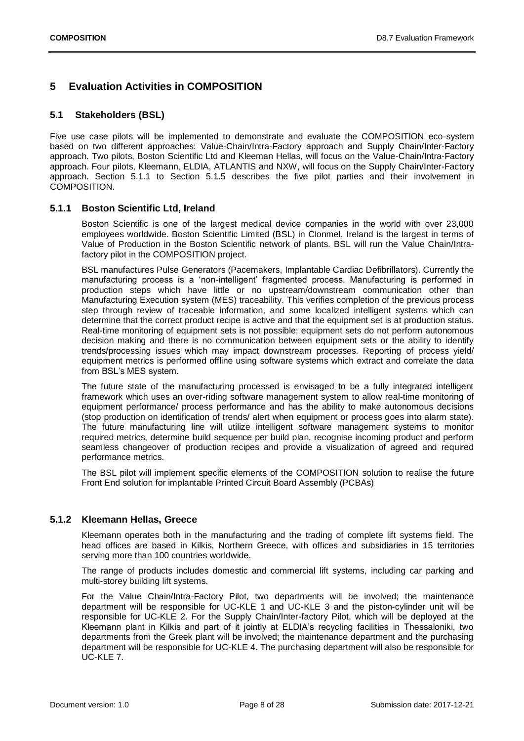# 5 Evaluation Activities in COMPOSITION

## 5.1 Stakeholders (BSL)

Five use case pilots will be implemented to demonstrate and evaluate the COMPOSITION eco-system based on two different approaches: Value-Chain/Intra-Factory approach and Supply Chain/Inter-Factory approach. Two pilots, Boston Scientific Ltd and Kleeman Hellas, will focus on the Value-Chain/Intra-Factory approach. Four pilots, Kleemann, ELDIA, ATLANTIS and NXW, will focus on the Supply Chain/Inter-Factory approach. Section 5.1.1 to Section 5.1.5 describes the five pilot parties and their involvement in COMPOSITION.

### 5.1.1 Boston Scientific Ltd, Ireland

Boston Scientific is one of the largest medical device companies in the world with over 23,000 employees worldwide. Boston Scientific Limited (BSL) in Clonmel, Ireland is the largest in terms of Value of Production in the Boston Scientific network of plants. BSL will run the Value Chain/Intra-factory pilot in the COMPOSITION project.

BSL manufactures Pulse Generators (Pacemakers, Implantable Cardiac Defibrillators). Currently the manufacturing process is a 'non-intelligent' fragmented process. Manufacturing is performed in production steps which have little or no upstream/downstream communication other than Manufacturing Execution system (MES) traceability. This verifies completion of the previous process step through review of traceable information, and some localized intelligent systems which can determine that the correct product recipe is active and that the equipment set is at production status. Real-time monitoring of equipment sets is not possible; equipment sets do not perform autonomous decision making and there is no communication between equipment sets or the ability to identify trends/processing issues which may impact downstream processes. Reporting of process yield/ equipment metrics is performed offline using software systems which extract and correlate the data from BSL's MES system.

The future state of the manufacturing processed is envisaged to be a fully integrated intelligent framework which uses an over-riding software management system to allow real-time monitoring of equipment performance/ process performance and has the ability to make autonomous decisions (stop production on identification of trends/ alert when equipment or process goes into alarm state). The future manufacturing line will utilize intelligent software management systems to monitor required metrics, determine build sequence per build plan, recognise incoming product and perform seamless changeover of production recipes and provide a visualization of agreed and required performance metrics.

The BSL pilot will implement specific elements of the COMPOSITION solution to realise the future Front End solution for implantable Printed Circuit Board Assembly (PCBAs)

### 5.1.2 Kleemann Hellas, Greece

Kleemann operates both in the manufacturing and the trading of complete lift systems field. The head offices are based in Kilkis, Northern Greece, with offices and subsidiaries in 15 territories serving more than 100 countries worldwide.

The range of products includes domestic and commercial lift systems, including car parking and multi-storey building lift systems.

For the Value Chain/Intra-Factory Pilot, two departments will be involved; the maintenance department will be responsible for UC-KLE 1 and UC-KLE 3 and the piston-cylinder unit will be responsible for UC-KLE 2. For the Supply Chain/Inter-factory Pilot, which will be deployed at the Kleemann plant in Kilkis and part of it jointly at ELDIA's recycling facilities in Thessaloniki, two departments from the Greek plant will be involved; the maintenance department and the purchasing department will be responsible for UC-KLE 4. The purchasing department will also be responsible for UC-KLE 7.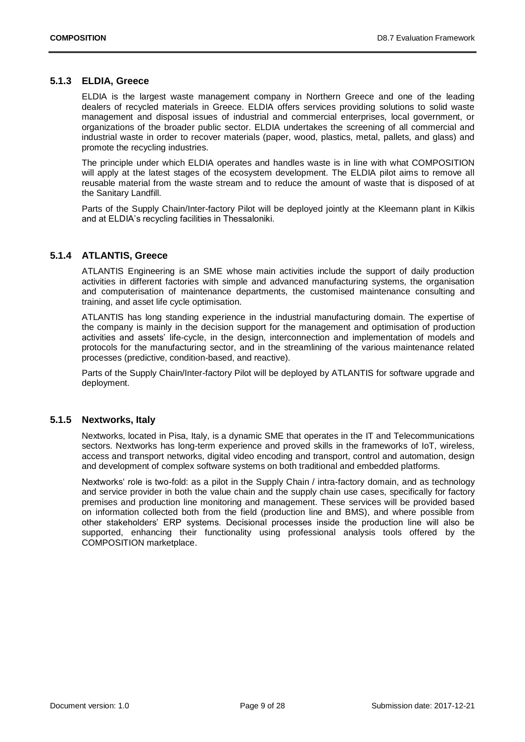### 5.1.3 ELDIA, Greece

ELDIA is the largest waste management company in Northern Greece and one of the leading dealers of recycled materials in Greece. ELDIA offers services providing solutions to solid waste management and disposal issues of industrial and commercial enterprises, local government, or organizations of the broader public sector. ELDIA undertakes the screening of all commercial and industrial waste in order to recover materials (paper, wood, plastics, metal, pallets, and glass) and promote the recycling industries.

The principle under which ELDIA operates and handles waste is in line with what COMPOSITION will apply at the latest stages of the ecosystem development. The ELDIA pilot aims to remove all reusable material from the waste stream and to reduce the amount of waste that is disposed of at the Sanitary Landfill.

Parts of the Supply Chain/Inter-factory Pilot will be deployed jointly at the Kleemann plant in Kilkis and at ELDIA's recycling facilities in Thessaloniki.

### 5.1.4 ATLANTIS, Greece

ATLANTIS Engineering is an SME whose main activities include the support of daily production activities in different factories with simple and advanced manufacturing systems, the organisation and computerisation of maintenance departments, the customised maintenance consulting and training, and asset life cycle optimisation.

ATLANTIS has long standing experience in the industrial manufacturing domain. The expertise of the company is mainly in the decision support for the management and optimisation of production activities and assets' life-cycle, in the design, interconnection and implementation of models and protocols for the manufacturing sector, and in the streamlining of the various maintenance related processes (predictive, condition-based, and reactive).

Parts of the Supply Chain/Inter-factory Pilot will be deployed by ATLANTIS for software upgrade and deployment.

### 5.1.5 Nextworks, Italy

Nextworks, located in Pisa, Italy, is a dynamic SME that operates in the IT and Telecommunications sectors. Nextworks has long-term experience and proved skills in the frameworks of IoT, wireless, access and transport networks, digital video encoding and transport, control and automation, design and development of complex software systems on both traditional and embedded platforms.

Nextworks' role is two-fold: as a pilot in the Supply Chain / intra-factory domain, and as technology and service provider in both the value chain and the supply chain use cases, specifically for factory premises and production line monitoring and management. These services will be provided based on information collected both from the field (production line and BMS), and where possible from other stakeholders' ERP systems. Decisional processes inside the production line will also be supported, enhancing their functionality using professional analysis tools offered by the COMPOSITION marketplace.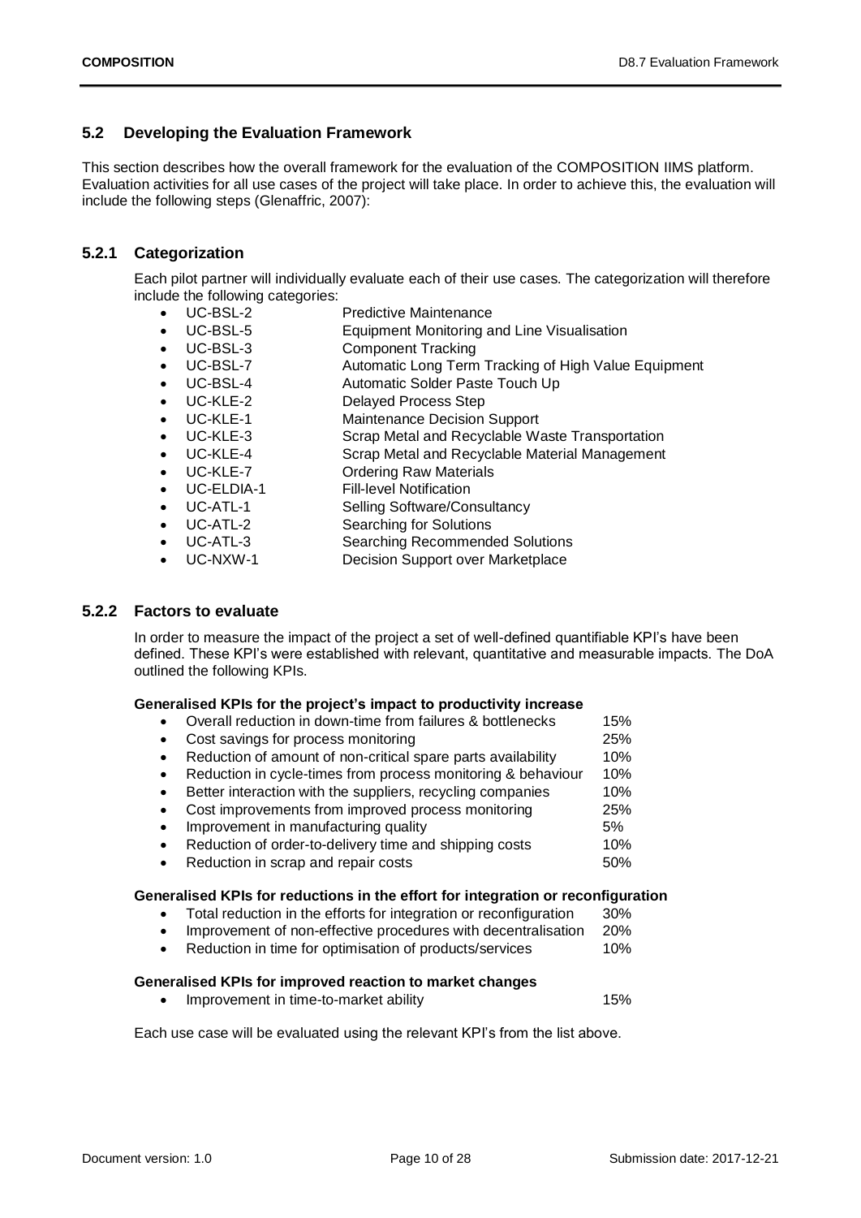## 5.2 Developing the Evaluation Framework

This section describes how the overall framework for the evaluation of the COMPOSITION IIMS platform. Evaluation activities for all use cases of the project will take place. In order to achieve this, the evaluation will include the following steps (Glenaffric, 2007):

### 5.2.1 Categorization

Each pilot partner will individually evaluate each of their use cases. The categorization will therefore include the following categories:

- UC-BSL-2 Predictive Maintenance
- UC-BSL-5 Equipment Monitoring and Line Visualisation
- UC-BSL-3 Component Tracking
- UC-BSL-7 Automatic Long Term Tracking of High Value Equipment
- UC-BSL-4 Automatic Solder Paste Touch Up
- UC-KLE-2 Delayed Process Step
- UC-KLE-1 Maintenance Decision Support
- UC-KLE-3 Scrap Metal and Recyclable Waste Transportation
- UC-KLE-4 Scrap Metal and Recyclable Material Management
- UC-KLE-7 Ordering Raw Materials
- UC-ELDIA-1 Fill-level Notification
- UC-ATL-1 Selling Software/Consultancy
- UC-ATL-2 Searching for Solutions
- UC-ATL-3 Searching Recommended Solutions
- UC-NXW-1 Decision Support over Marketplace

### 5.2.2 Factors to evaluate

In order to measure the impact of the project a set of well-defined quantifiable KPI's have been defined. These KPI's were established with relevant, quantitative and measurable impacts. The DoA outlined the following KPIs.

**Generalised KPIs for the project's impact to productivity increase**

- Overall reduction in down-time from failures & bottlenecks 15%
- Cost savings for process monitoring 25%
- Reduction of amount of non-critical spare parts availability 10%
- Reduction in cycle-times from process monitoring & behaviour 10%
- Better interaction with the suppliers, recycling companies 10%
- Cost improvements from improved process monitoring 25%
- Improvement in manufacturing quality 5%
- Reduction of order-to-delivery time and shipping costs 10%
- Reduction in scrap and repair costs 50%

**Generalised KPIs for reductions in the effort for integration or reconfiguration**

- Total reduction in the efforts for integration or reconfiguration 30%
- Improvement of non-effective procedures with decentralisation 20%
- Reduction in time for optimisation of products/services 10%

**Generalised KPIs for improved reaction to market changes**

- Improvement in time-to-market ability 15%

Each use case will be evaluated using the relevant KPI's from the list above.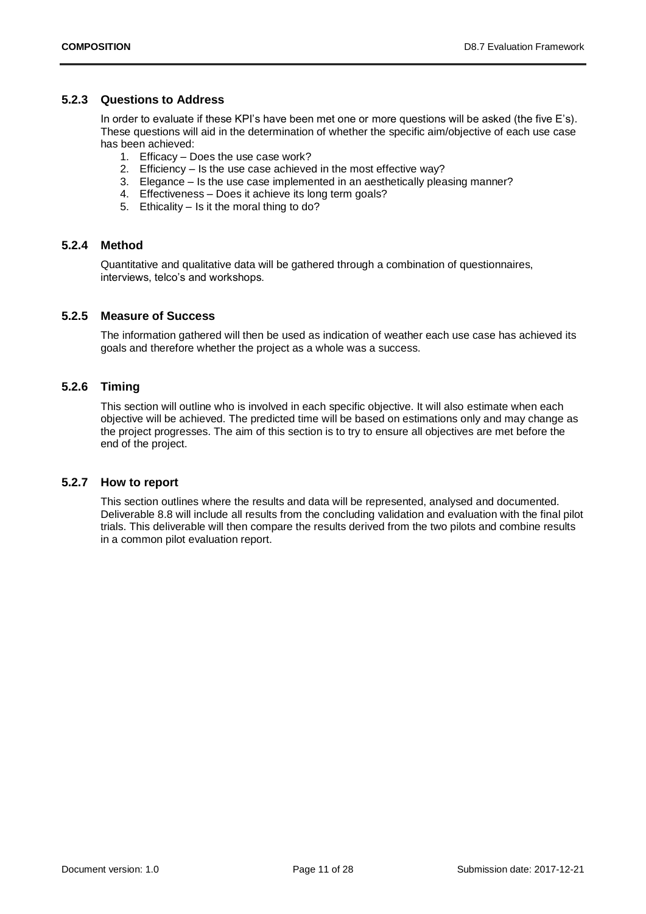### 5.2.3 Questions to Address

In order to evaluate if these KPI's have been met one or more questions will be asked (the five E's). These questions will aid in the determination of whether the specific aim/objective of each use case has been achieved:

1. Efficacy – Does the use case work?
2. Efficiency – Is the use case achieved in the most effective way?
3. Elegance – Is the use case implemented in an aesthetically pleasing manner?
4. Effectiveness – Does it achieve its long term goals?
5. Ethicality – Is it the moral thing to do?

### 5.2.4 Method

Quantitative and qualitative data will be gathered through a combination of questionnaires, interviews, telco's and workshops.

### 5.2.5 Measure of Success

The information gathered will then be used as indication of weather each use case has achieved its goals and therefore whether the project as a whole was a success.

### 5.2.6 Timing

This section will outline who is involved in each specific objective. It will also estimate when each objective will be achieved. The predicted time will be based on estimations only and may change as the project progresses. The aim of this section is to try to ensure all objectives are met before the end of the project.

### 5.2.7 How to report

This section outlines where the results and data will be represented, analysed and documented. Deliverable 8.8 will include all results from the concluding validation and evaluation with the final pilot trials. This deliverable will then compare the results derived from the two pilots and combine results in a common pilot evaluation report.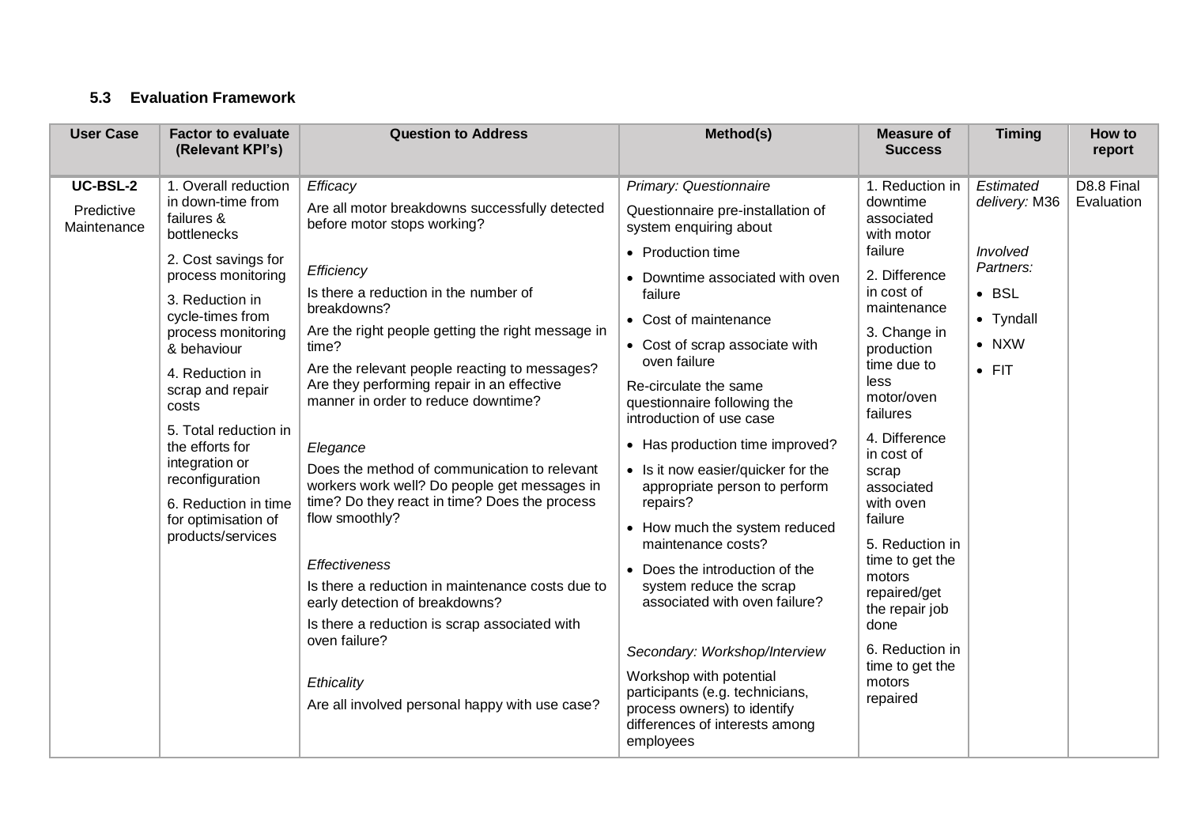### 5.3 Evaluation Framework

| User Case | Factor to evaluate (Relevant KPI's) | Question to Address | Method(s) | Measure of Success | Timing | How to report |
|---|---|---|---|---|---|---|
| **UC-BSL-2**<br><br>Predictive Maintenance | 1. Overall reduction in down-time from failures & bottlenecks<br><br>2. Cost savings for process monitoring<br><br>3. Reduction in cycle-times from process monitoring & behaviour<br><br>4. Reduction in scrap and repair costs<br><br>5. Total reduction in the efforts for integration or reconfiguration<br><br>6. Reduction in time for optimisation of products/services | *Efficacy*<br><br>Are all motor breakdowns successfully detected before motor stops working?<br><br>*Efficiency*<br><br>Is there a reduction in the number of breakdowns?<br><br>Are the right people getting the right message in time?<br><br>Are the relevant people reacting to messages? Are they performing repair in an effective manner in order to reduce downtime?<br><br>*Elegance*<br><br>Does the method of communication to relevant workers work well? Do people get messages in time? Do they react in time? Does the process flow smoothly?<br><br>*Effectiveness*<br><br>Is there a reduction in maintenance costs due to early detection of breakdowns?<br><br>Is there a reduction is scrap associated with oven failure?<br><br>*Ethicality*<br><br>Are all involved personal happy with use case? | *Primary: Questionnaire*<br><br>Questionnaire pre-installation of system enquiring about<br><br>• Production time<br>• Downtime associated with oven failure<br>• Cost of maintenance<br>• Cost of scrap associate with oven failure<br><br>Re-circulate the same questionnaire following the introduction of use case<br><br>• Has production time improved?<br>• Is it now easier/quicker for the appropriate person to perform repairs?<br>• How much the system reduced maintenance costs?<br>• Does the introduction of the system reduce the scrap associated with oven failure?<br><br>*Secondary: Workshop/Interview*<br><br>Workshop with potential participants (e.g. technicians, process owners) to identify differences of interests among employees | 1. Reduction in downtime associated with motor failure<br><br>2. Difference in cost of maintenance<br><br>3. Change in production time due to less motor/oven failures<br><br>4. Difference in cost of scrap associated with oven failure<br><br>5. Reduction in time to get the motors repaired/get the repair job done<br><br>6. Reduction in time to get the motors repaired | *Estimated delivery:* M36<br><br>*Involved Partners:*<br><br>• BSL<br>• Tyndall<br>• NXW<br>• FIT | D8.8 Final Evaluation |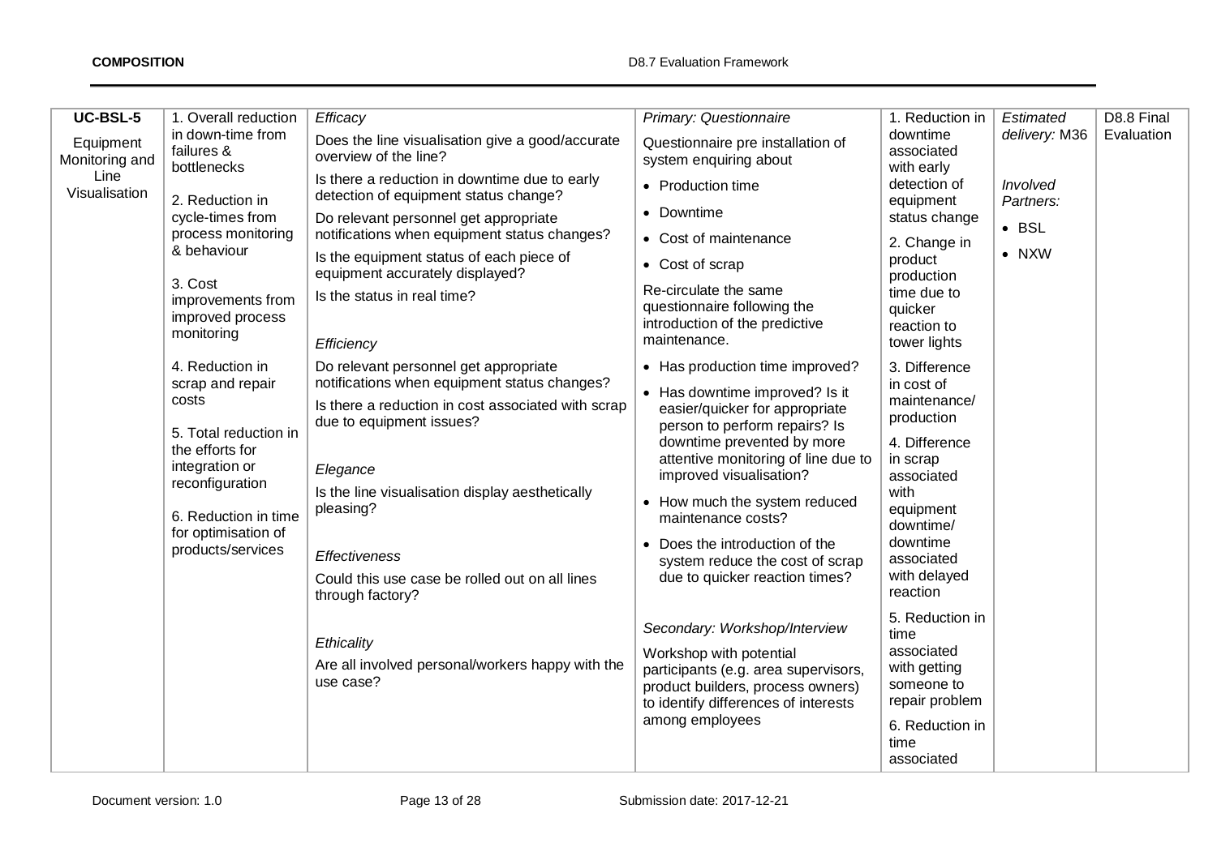| UC-BSL-5 Equipment Monitoring and Line Visualisation | 1. Overall reduction in down-time from failures & bottlenecks<br><br>2. Reduction in cycle-times from process monitoring & behaviour<br><br>3. Cost improvements from improved process monitoring<br><br>4. Reduction in scrap and repair costs<br><br>5. Total reduction in the efforts for integration or reconfiguration<br><br>6. Reduction in time for optimisation of products/services | *Efficacy*<br>Does the line visualisation give a good/accurate overview of the line?<br>Is there a reduction in downtime due to early detection of equipment status change?<br>Do relevant personnel get appropriate notifications when equipment status changes?<br>Is the equipment status of each piece of equipment accurately displayed?<br>Is the status in real time?<br><br>*Efficiency*<br>Do relevant personnel get appropriate notifications when equipment status changes?<br>Is there a reduction in cost associated with scrap due to equipment issues?<br><br>*Elegance*<br>Is the line visualisation display aesthetically pleasing?<br><br>*Effectiveness*<br>Could this use case be rolled out on all lines through factory?<br><br>*Ethicality*<br>Are all involved personal/workers happy with the use case? | *Primary: Questionnaire*<br>Questionnaire pre installation of system enquiring about<br>• Production time<br>• Downtime<br>• Cost of maintenance<br>• Cost of scrap<br>Re-circulate the same questionnaire following the introduction of the predictive maintenance.<br>• Has production time improved?<br>• Has downtime improved? Is it easier/quicker for appropriate person to perform repairs? Is downtime prevented by more attentive monitoring of line due to improved visualisation?<br>• How much the system reduced maintenance costs?<br>• Does the introduction of the system reduce the cost of scrap due to quicker reaction times?<br><br>*Secondary: Workshop/Interview*<br>Workshop with potential participants (e.g. area supervisors, product builders, process owners) to identify differences of interests among employees | 1. Reduction in downtime associated with early detection of equipment status change<br>2. Change in product production time due to quicker reaction to tower lights<br>3. Difference in cost of maintenance/ production<br>4. Difference in scrap associated with equipment downtime/ downtime associated with delayed reaction<br>5. Reduction in time associated with getting someone to repair problem<br>6. Reduction in time associated | *Estimated delivery:* M36<br><br>*Involved Partners:*<br>• BSL<br>• NXW | D8.8 Final Evaluation |
|---|---|---|---|---|---|---|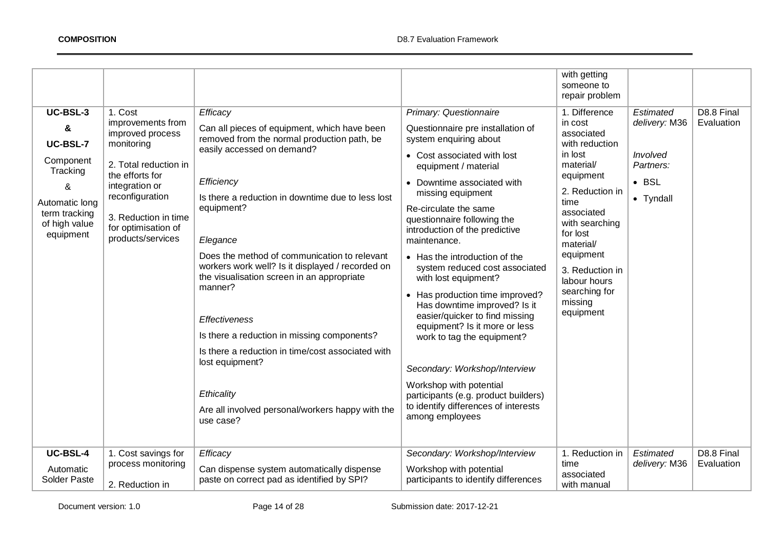| | | | | | | |
|---|---|---|---|---|---|---|
| | | | | with getting someone to repair problem | | |
| **UC-BSL-3** **&** **UC-BSL-7** Component Tracking & Automatic long term tracking of high value equipment | 1. Cost improvements from improved process monitoring<br><br>2. Total reduction in the efforts for integration or reconfiguration<br><br>3. Reduction in time for optimisation of products/services | *Efficacy*<br><br>Can all pieces of equipment, which have been removed from the normal production path, be easily accessed on demand?<br><br>*Efficiency*<br><br>Is there a reduction in downtime due to less lost equipment?<br><br>*Elegance*<br><br>Does the method of communication to relevant workers work well? Is it displayed / recorded on the visualisation screen in an appropriate manner?<br><br>*Effectiveness*<br><br>Is there a reduction in missing components?<br><br>Is there a reduction in time/cost associated with lost equipment?<br><br>*Ethicality*<br><br>Are all involved personal/workers happy with the use case? | *Primary: Questionnaire*<br><br>Questionnaire pre installation of system enquiring about<br>• Cost associated with lost equipment / material<br>• Downtime associated with missing equipment<br><br>Re-circulate the same questionnaire following the introduction of the predictive maintenance.<br>• Has the introduction of the system reduced cost associated with lost equipment?<br>• Has production time improved? Has downtime improved? Is it easier/quicker to find missing equipment? Is it more or less work to tag the equipment?<br><br>*Secondary: Workshop/Interview*<br><br>Workshop with potential participants (e.g. product builders) to identify differences of interests among employees | 1. Difference in cost associated with reduction in lost material/ equipment<br><br>2. Reduction in time associated with searching for lost material/ equipment<br><br>3. Reduction in labour hours searching for missing equipment | *Estimated delivery:* M36<br><br>*Involved Partners:*<br>• BSL<br>• Tyndall | D8.8 Final Evaluation |
| **UC-BSL-4** Automatic Solder Paste | 1. Cost savings for process monitoring<br><br>2. Reduction in | *Efficacy*<br><br>Can dispense system automatically dispense paste on correct pad as identified by SPI? | *Secondary: Workshop/Interview*<br><br>Workshop with potential participants to identify differences | 1. Reduction in time associated with manual | *Estimated delivery:* M36 | D8.8 Final Evaluation |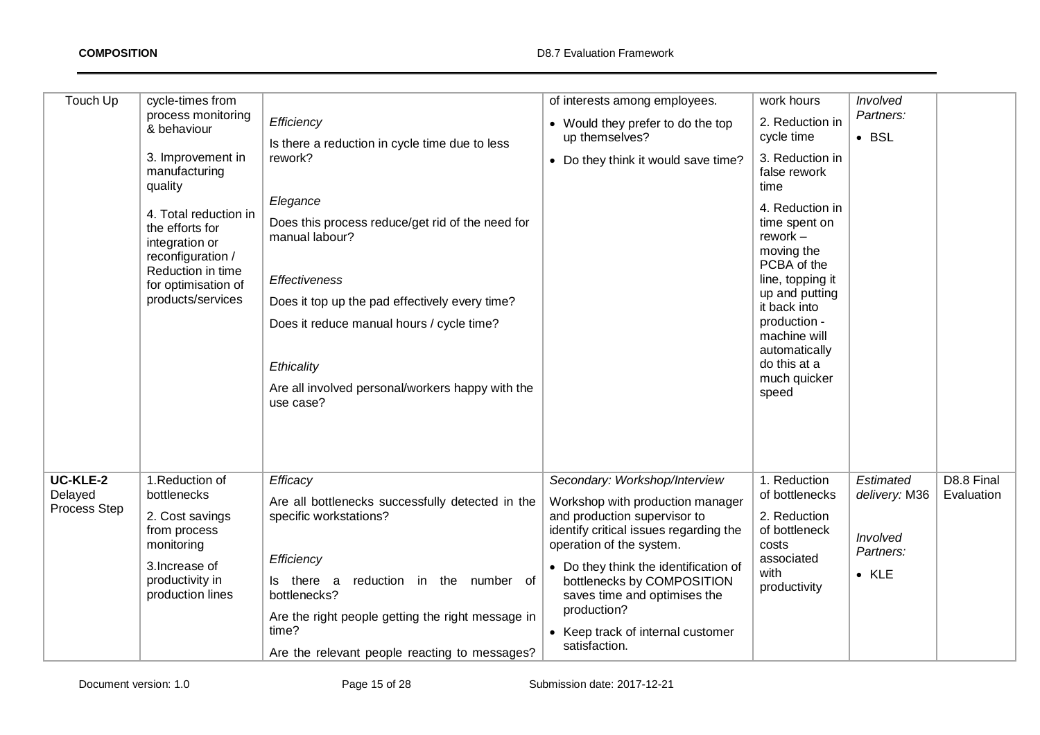| Touch Up | cycle-times from process monitoring & behaviour<br><br>3. Improvement in manufacturing quality<br><br>4. Total reduction in the efforts for integration or reconfiguration / Reduction in time for optimisation of products/services | *Efficiency*<br>Is there a reduction in cycle time due to less rework?<br><br>*Elegance*<br>Does this process reduce/get rid of the need for manual labour?<br><br>*Effectiveness*<br>Does it top up the pad effectively every time?<br>Does it reduce manual hours / cycle time?<br><br>*Ethicality*<br>Are all involved personal/workers happy with the use case? | of interests among employees.<br>• Would they prefer to do the top up themselves?<br>• Do they think it would save time? | work hours<br>2. Reduction in cycle time<br>3. Reduction in false rework time<br>4. Reduction in time spent on rework – moving the PCBA of the line, topping it up and putting it back into production - machine will automatically do this at a much quicker speed | *Involved Partners:*<br>• BSL | |
|---|---|---|---|---|---|---|
| **UC-KLE-2** Delayed Process Step | 1.Reduction of bottlenecks<br>2. Cost savings from process monitoring<br>3.Increase of productivity in production lines | *Efficacy*<br>Are all bottlenecks successfully detected in the specific workstations?<br><br>*Efficiency*<br>Is there a reduction in the number of bottlenecks?<br>Are the right people getting the right message in time?<br>Are the relevant people reacting to messages? | *Secondary: Workshop/Interview*<br>Workshop with production manager and production supervisor to identify critical issues regarding the operation of the system.<br>• Do they think the identification of bottlenecks by COMPOSITION saves time and optimises the production?<br>• Keep track of internal customer satisfaction. | 1. Reduction of bottlenecks<br>2. Reduction of bottleneck costs associated with productivity | *Estimated delivery:* M36<br><br>*Involved Partners:*<br>• KLE | D8.8 Final Evaluation |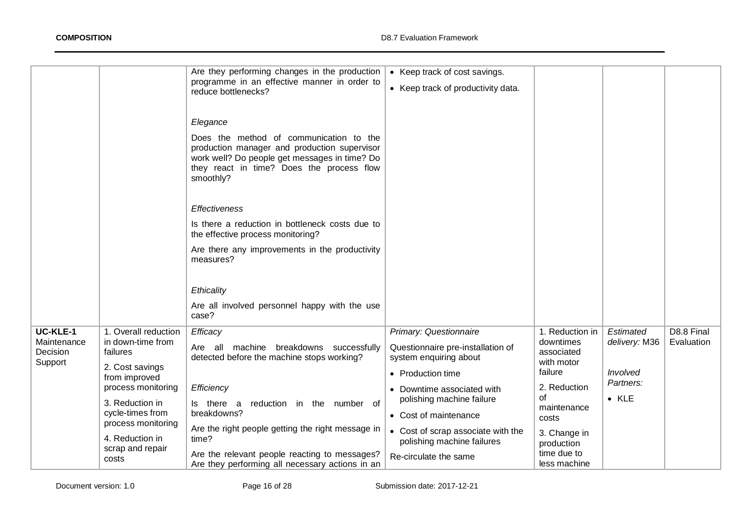| | | | | | | |
|---|---|---|---|---|---|---|
| | | Are they performing changes in the production programme in an effective manner in order to reduce bottlenecks?<br><br>*Elegance*<br><br>Does the method of communication to the production manager and production supervisor work well? Do people get messages in time? Do they react in time? Does the process flow smoothly?<br><br>*Effectiveness*<br><br>Is there a reduction in bottleneck costs due to the effective process monitoring?<br><br>Are there any improvements in the productivity measures?<br><br>*Ethicality*<br><br>Are all involved personnel happy with the use case? | • Keep track of cost savings.<br>• Keep track of productivity data. | | | |
| **UC-KLE-1** Maintenance Decision Support | 1. Overall reduction in down-time from failures<br><br>2. Cost savings from improved process monitoring<br><br>3. Reduction in cycle-times from process monitoring<br><br>4. Reduction in scrap and repair costs | *Efficacy*<br><br>Are all machine breakdowns successfully detected before the machine stops working?<br><br>*Efficiency*<br><br>Is there a reduction in the number of breakdowns?<br><br>Are the right people getting the right message in time?<br><br>Are the relevant people reacting to messages? Are they performing all necessary actions in an | *Primary: Questionnaire*<br><br>Questionnaire pre-installation of system enquiring about<br>• Production time<br>• Downtime associated with polishing machine failure<br>• Cost of maintenance<br>• Cost of scrap associate with the polishing machine failures<br><br>Re-circulate the same | 1. Reduction in downtimes associated with motor failure<br><br>2. Reduction of maintenance costs<br><br>3. Change in production time due to less machine | *Estimated delivery:* M36<br><br>*Involved Partners:*<br>• KLE | D8.8 Final Evaluation |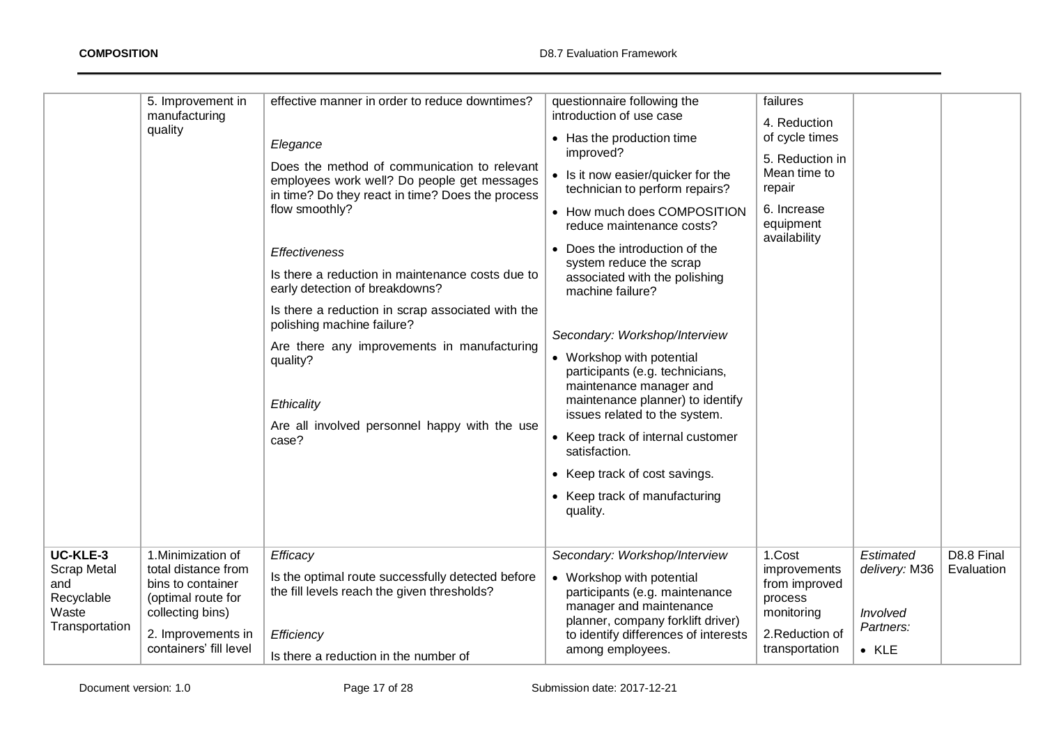| | | | | | | |
|---|---|---|---|---|---|---|
| | 5. Improvement in manufacturing quality | effective manner in order to reduce downtimes?<br><br>*Elegance*<br>Does the method of communication to relevant employees work well? Do people get messages in time? Do they react in time? Does the process flow smoothly?<br><br>*Effectiveness*<br>Is there a reduction in maintenance costs due to early detection of breakdowns?<br>Is there a reduction in scrap associated with the polishing machine failure?<br>Are there any improvements in manufacturing quality?<br><br>*Ethicality*<br>Are all involved personnel happy with the use case? | questionnaire following the introduction of use case<br>• Has the production time improved?<br>• Is it now easier/quicker for the technician to perform repairs?<br>• How much does COMPOSITION reduce maintenance costs?<br>• Does the introduction of the system reduce the scrap associated with the polishing machine failure?<br><br>*Secondary: Workshop/Interview*<br>• Workshop with potential participants (e.g. technicians, maintenance manager and maintenance planner) to identify issues related to the system.<br>• Keep track of internal customer satisfaction.<br>• Keep track of cost savings.<br>• Keep track of manufacturing quality. | failures<br>4. Reduction of cycle times<br>5. Reduction in Mean time to repair<br>6. Increase equipment availability | | |
| **UC-KLE-3** Scrap Metal and Recyclable Waste Transportation | 1.Minimization of total distance from bins to container (optimal route for collecting bins)<br>2. Improvements in containers' fill level | *Efficacy*<br>Is the optimal route successfully detected before the fill levels reach the given thresholds?<br><br>*Efficiency*<br>Is there a reduction in the number of | *Secondary: Workshop/Interview*<br>• Workshop with potential participants (e.g. maintenance manager and maintenance planner, company forklift driver) to identify differences of interests among employees. | 1.Cost improvements from improved process monitoring<br>2.Reduction of transportation | *Estimated delivery:* M36<br><br>*Involved Partners:*<br>• KLE | D8.8 Final Evaluation |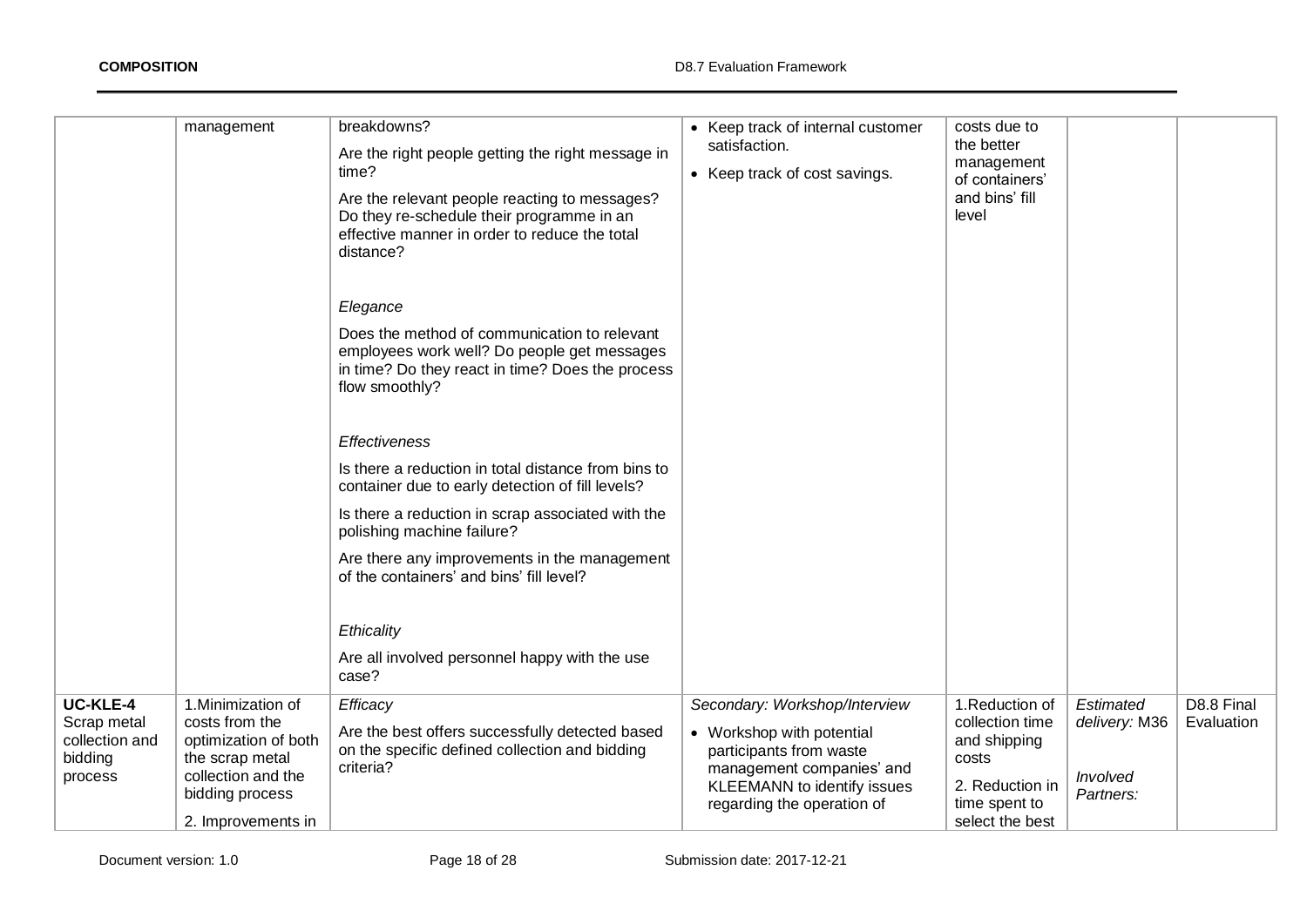|  |  |  |  |  |  |  |
|---|---|---|---|---|---|---|
|  | management | breakdowns?<br><br>Are the right people getting the right message in time?<br><br>Are the relevant people reacting to messages? Do they re-schedule their programme in an effective manner in order to reduce the total distance?<br><br>*Elegance*<br><br>Does the method of communication to relevant employees work well? Do people get messages in time? Do they react in time? Does the process flow smoothly?<br><br>*Effectiveness*<br><br>Is there a reduction in total distance from bins to container due to early detection of fill levels?<br><br>Is there a reduction in scrap associated with the polishing machine failure?<br><br>Are there any improvements in the management of the containers' and bins' fill level?<br><br>*Ethicality*<br><br>Are all involved personnel happy with the use case? | • Keep track of internal customer satisfaction.<br>• Keep track of cost savings. | costs due to the better management of containers' and bins' fill level |  |  |
| **UC-KLE-4**<br>Scrap metal collection and bidding process | 1.Minimization of costs from the optimization of both the scrap metal collection and the bidding process<br><br>2. Improvements in | *Efficacy*<br><br>Are the best offers successfully detected based on the specific defined collection and bidding criteria? | *Secondary: Workshop/Interview*<br>• Workshop with potential participants from waste management companies' and KLEEMANN to identify issues regarding the operation of | 1.Reduction of collection time and shipping costs<br><br>2. Reduction in time spent to select the best | *Estimated delivery:* M36<br><br>*Involved Partners:* | D8.8 Final Evaluation |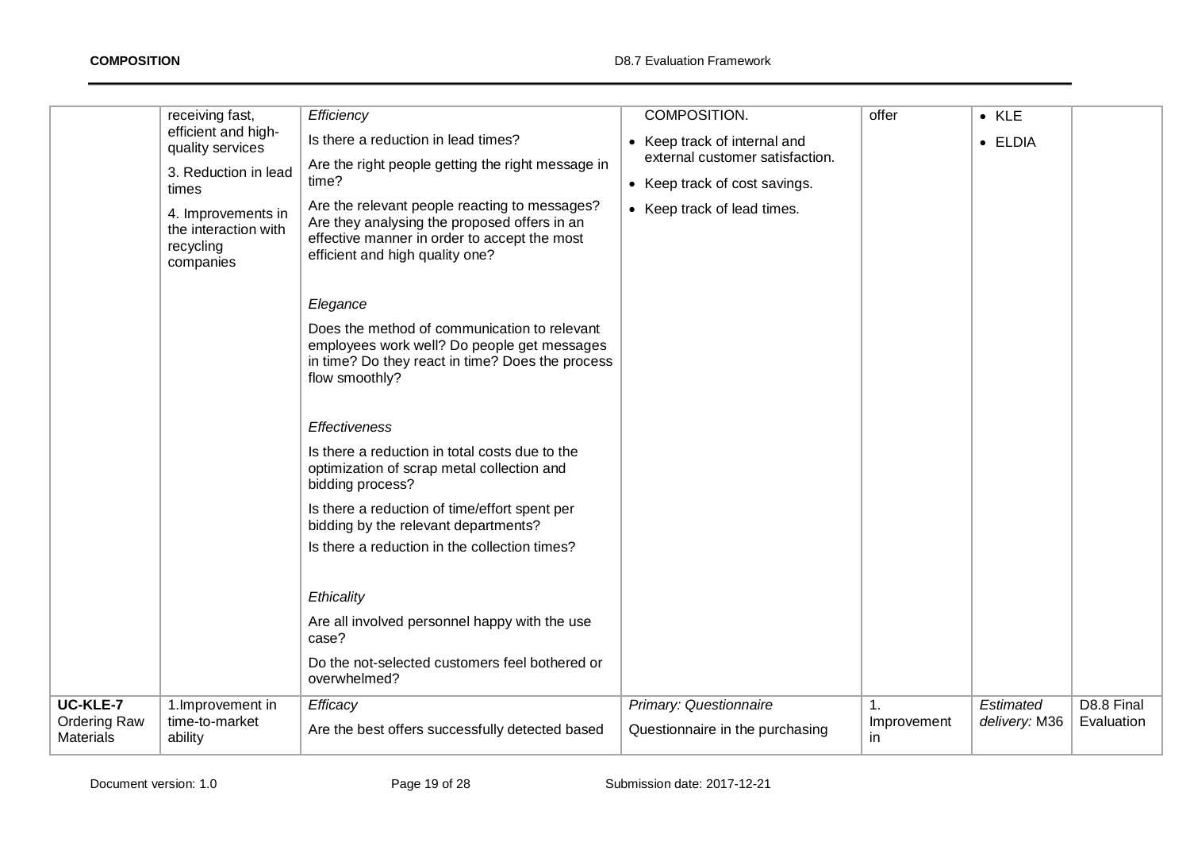| | | | | | | |
|---|---|---|---|---|---|---|
| | receiving fast, efficient and high-quality services<br><br>3. Reduction in lead times<br><br>4. Improvements in the interaction with recycling companies | *Efficiency*<br><br>Is there a reduction in lead times?<br><br>Are the right people getting the right message in time?<br><br>Are the relevant people reacting to messages? Are they analysing the proposed offers in an effective manner in order to accept the most efficient and high quality one?<br><br>*Elegance*<br><br>Does the method of communication to relevant employees work well? Do people get messages in time? Do they react in time? Does the process flow smoothly?<br><br>*Effectiveness*<br><br>Is there a reduction in total costs due to the optimization of scrap metal collection and bidding process?<br><br>Is there a reduction of time/effort spent per bidding by the relevant departments?<br><br>Is there a reduction in the collection times?<br><br>*Ethicality*<br><br>Are all involved personnel happy with the use case?<br><br>Do the not-selected customers feel bothered or overwhelmed? | COMPOSITION.<br><br>• Keep track of internal and external customer satisfaction.<br>• Keep track of cost savings.<br>• Keep track of lead times. | offer | • KLE<br>• ELDIA | |
| **UC-KLE-7** Ordering Raw Materials | 1.Improvement in time-to-market ability | *Efficacy*<br><br>Are the best offers successfully detected based | *Primary: Questionnaire*<br><br>Questionnaire in the purchasing | 1. Improvement in | *Estimated delivery:* M36 | D8.8 Final Evaluation |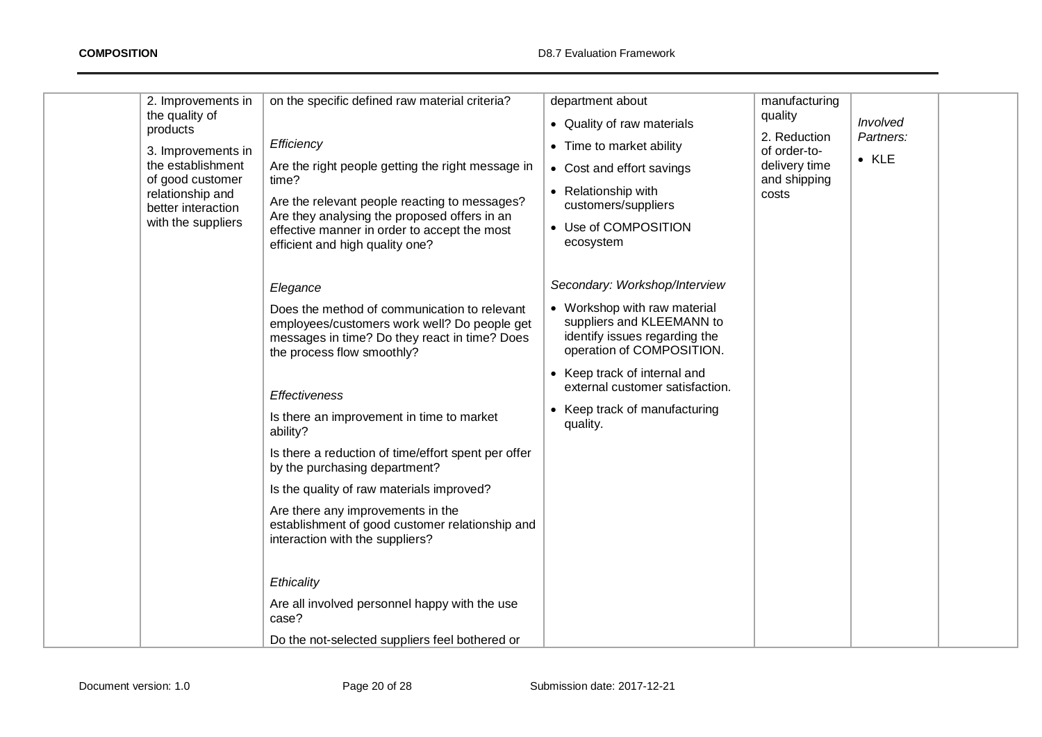|  | 2. Improvements in the quality of products<br><br>3. Improvements in the establishment of good customer relationship and better interaction with the suppliers | on the specific defined raw material criteria?<br><br>*Efficiency*<br><br>Are the right people getting the right message in time?<br><br>Are the relevant people reacting to messages? Are they analysing the proposed offers in an effective manner in order to accept the most efficient and high quality one?<br><br>*Elegance*<br><br>Does the method of communication to relevant employees/customers work well? Do people get messages in time? Do they react in time? Does the process flow smoothly?<br><br>*Effectiveness*<br><br>Is there an improvement in time to market ability?<br><br>Is there a reduction of time/effort spent per offer by the purchasing department?<br><br>Is the quality of raw materials improved?<br><br>Are there any improvements in the establishment of good customer relationship and interaction with the suppliers?<br><br>*Ethicality*<br><br>Are all involved personnel happy with the use case?<br><br>Do the not-selected suppliers feel bothered or | department about<br><br>• Quality of raw materials<br>• Time to market ability<br>• Cost and effort savings<br>• Relationship with customers/suppliers<br>• Use of COMPOSITION ecosystem<br><br>*Secondary: Workshop/Interview*<br><br>• Workshop with raw material suppliers and KLEEMANN to identify issues regarding the operation of COMPOSITION.<br>• Keep track of internal and external customer satisfaction.<br>• Keep track of manufacturing quality. | manufacturing quality<br><br>2. Reduction of order-to-delivery time and shipping costs | *Involved Partners:*<br><br>• KLE |  |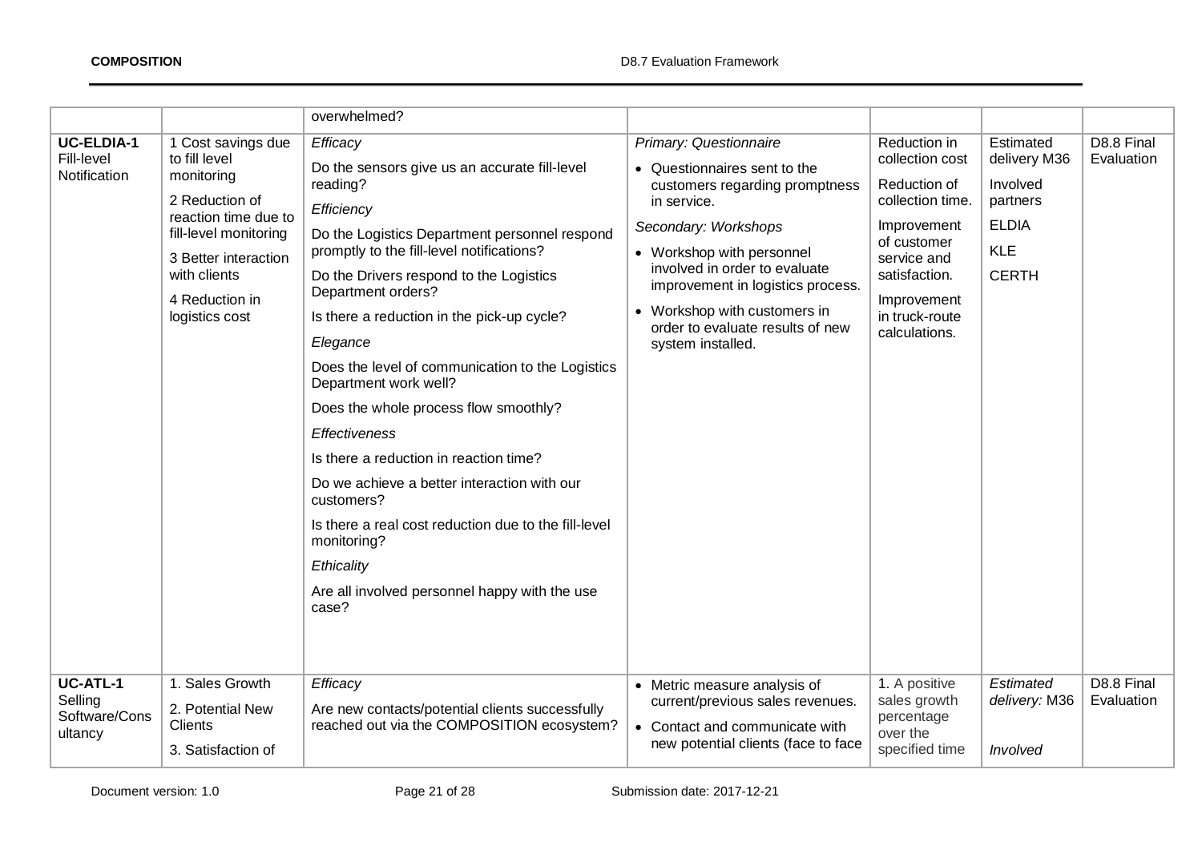| | | | | | | |
|---|---|---|---|---|---|---|
| | | overwhelmed? | | | | |
| **UC-ELDIA-1** Fill-level Notification | 1 Cost savings due to fill level monitoring<br>2 Reduction of reaction time due to fill-level monitoring<br>3 Better interaction with clients<br>4 Reduction in logistics cost | *Efficacy*<br>Do the sensors give us an accurate fill-level reading?<br>*Efficiency*<br>Do the Logistics Department personnel respond promptly to the fill-level notifications?<br>Do the Drivers respond to the Logistics Department orders?<br>Is there a reduction in the pick-up cycle?<br>*Elegance*<br>Does the level of communication to the Logistics Department work well?<br>Does the whole process flow smoothly?<br>*Effectiveness*<br>Is there a reduction in reaction time?<br>Do we achieve a better interaction with our customers?<br>Is there a real cost reduction due to the fill-level monitoring?<br>*Ethicality*<br>Are all involved personnel happy with the use case? | *Primary: Questionnaire*<br>• Questionnaires sent to the customers regarding promptness in service.<br>*Secondary: Workshops*<br>• Workshop with personnel involved in order to evaluate improvement in logistics process.<br>• Workshop with customers in order to evaluate results of new system installed. | Reduction in collection cost<br>Reduction of collection time.<br>Improvement of customer service and satisfaction.<br>Improvement in truck-route calculations. | Estimated delivery M36<br>Involved partners<br>ELDIA<br>KLE<br>CERTH | D8.8 Final Evaluation |
| **UC-ATL-1** Selling Software/Consultancy | 1. Sales Growth<br>2. Potential New Clients<br>3. Satisfaction of | *Efficacy*<br>Are new contacts/potential clients successfully reached out via the COMPOSITION ecosystem? | • Metric measure analysis of current/previous sales revenues.<br>• Contact and communicate with new potential clients (face to face | 1. A positive sales growth percentage over the specified time | *Estimated delivery:* M36<br>*Involved* | D8.8 Final Evaluation |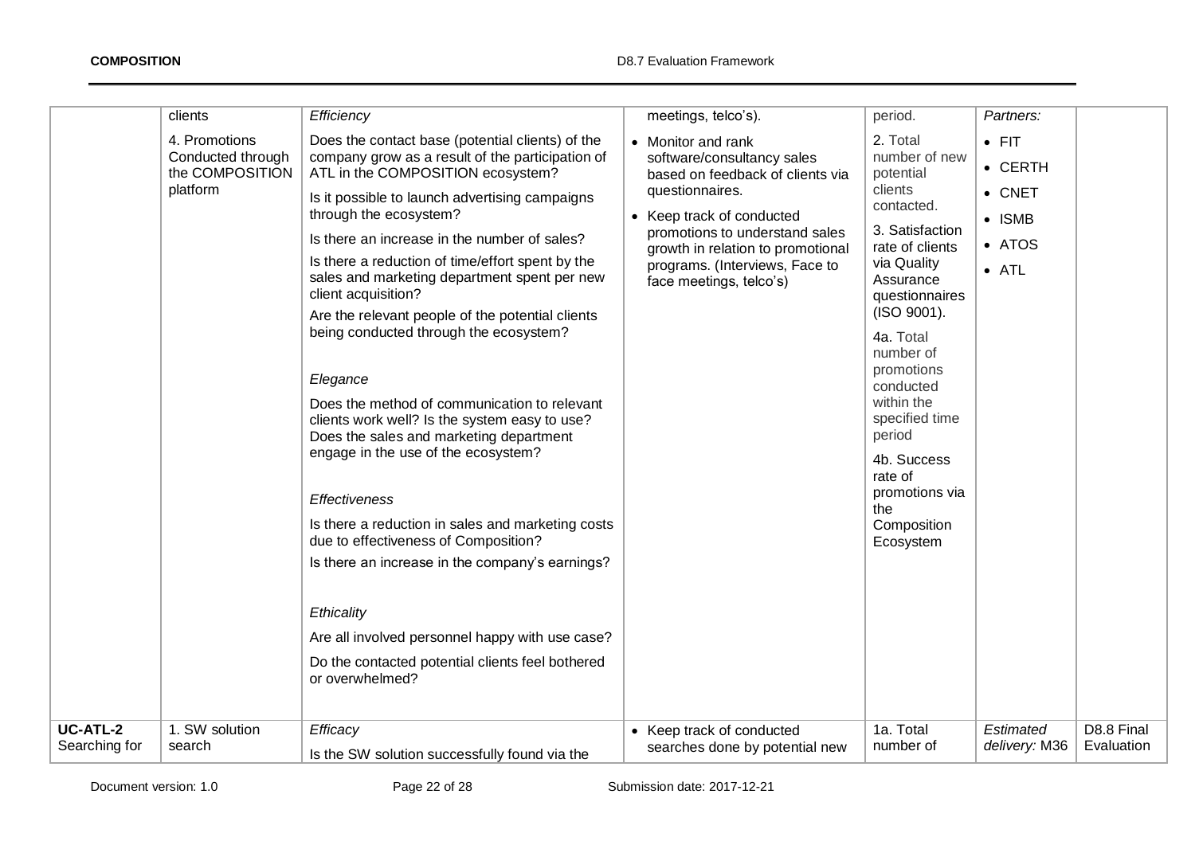| | | | | | | |
|---|---|---|---|---|---|---|
| | clients<br><br>4. Promotions Conducted through the COMPOSITION platform | *Efficiency*<br><br>Does the contact base (potential clients) of the company grow as a result of the participation of ATL in the COMPOSITION ecosystem?<br><br>Is it possible to launch advertising campaigns through the ecosystem?<br><br>Is there an increase in the number of sales?<br><br>Is there a reduction of time/effort spent by the sales and marketing department spent per new client acquisition?<br><br>Are the relevant people of the potential clients being conducted through the ecosystem?<br><br>*Elegance*<br><br>Does the method of communication to relevant clients work well? Is the system easy to use? Does the sales and marketing department engage in the use of the ecosystem?<br><br>*Effectiveness*<br><br>Is there a reduction in sales and marketing costs due to effectiveness of Composition?<br><br>Is there an increase in the company's earnings?<br><br>*Ethicality*<br><br>Are all involved personnel happy with use case?<br><br>Do the contacted potential clients feel bothered or overwhelmed? | meetings, telco's).<br><br>• Monitor and rank software/consultancy sales based on feedback of clients via questionnaires.<br><br>• Keep track of conducted promotions to understand sales growth in relation to promotional programs. (Interviews, Face to face meetings, telco's) | period.<br><br>2. Total number of new potential clients contacted.<br><br>3. Satisfaction rate of clients via Quality Assurance questionnaires (ISO 9001).<br><br>4a. Total number of promotions conducted within the specified time period<br><br>4b. Success rate of promotions via the Composition Ecosystem | *Partners:*<br><br>• FIT<br>• CERTH<br>• CNET<br>• ISMB<br>• ATOS<br>• ATL | |
| **UC-ATL-2** Searching for | 1. SW solution search | *Efficacy*<br><br>Is the SW solution successfully found via the | • Keep track of conducted searches done by potential new | 1a. Total number of | *Estimated delivery:* M36 | D8.8 Final Evaluation |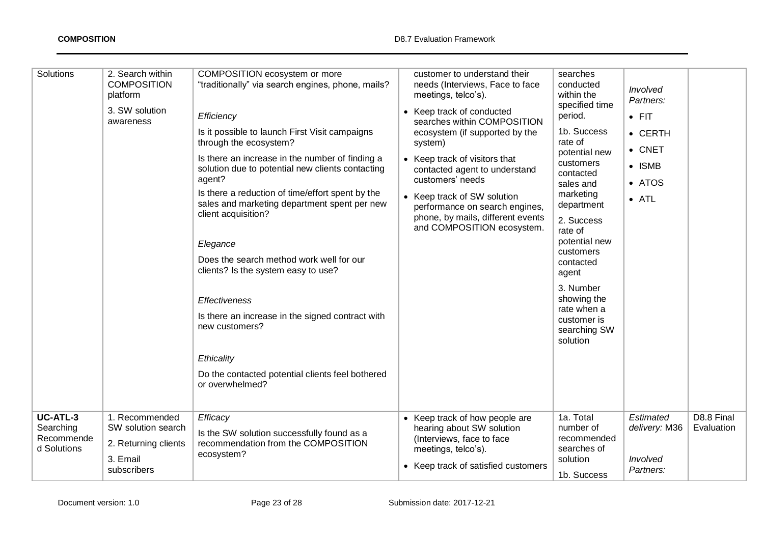| | | | | | | |
|---|---|---|---|---|---|---|
| Solutions | 2. Search within COMPOSITION platform<br>3. SW solution awareness | COMPOSITION ecosystem or more "traditionally" via search engines, phone, mails?<br><br>*Efficiency*<br>Is it possible to launch First Visit campaigns through the ecosystem?<br>Is there an increase in the number of finding a solution due to potential new clients contacting agent?<br>Is there a reduction of time/effort spent by the sales and marketing department spent per new client acquisition?<br><br>*Elegance*<br>Does the search method work well for our clients? Is the system easy to use?<br><br>*Effectiveness*<br>Is there an increase in the signed contract with new customers?<br><br>*Ethicality*<br>Do the contacted potential clients feel bothered or overwhelmed? | customer to understand their needs (Interviews, Face to face meetings, telco's).<br>• Keep track of conducted searches within COMPOSITION ecosystem (if supported by the system)<br>• Keep track of visitors that contacted agent to understand customers' needs<br>• Keep track of SW solution performance on search engines, phone, by mails, different events and COMPOSITION ecosystem. | searches conducted within the specified time period.<br>1b. Success rate of potential new customers contacted sales and marketing department<br>2. Success rate of potential new customers contacted agent<br>3. Number showing the rate when a customer is searching SW solution | *Involved Partners:*<br>• FIT<br>• CERTH<br>• CNET<br>• ISMB<br>• ATOS<br>• ATL | |
| **UC-ATL-3** Searching Recommended Solutions | 1. Recommended SW solution search<br>2. Returning clients<br>3. Email subscribers | *Efficacy*<br>Is the SW solution successfully found as a recommendation from the COMPOSITION ecosystem? | • Keep track of how people are hearing about SW solution (Interviews, face to face meetings, telco's).<br>• Keep track of satisfied customers | 1a. Total number of recommended searches of solution<br>1b. Success | *Estimated delivery:* M36<br><br>*Involved Partners:* | D8.8 Final Evaluation |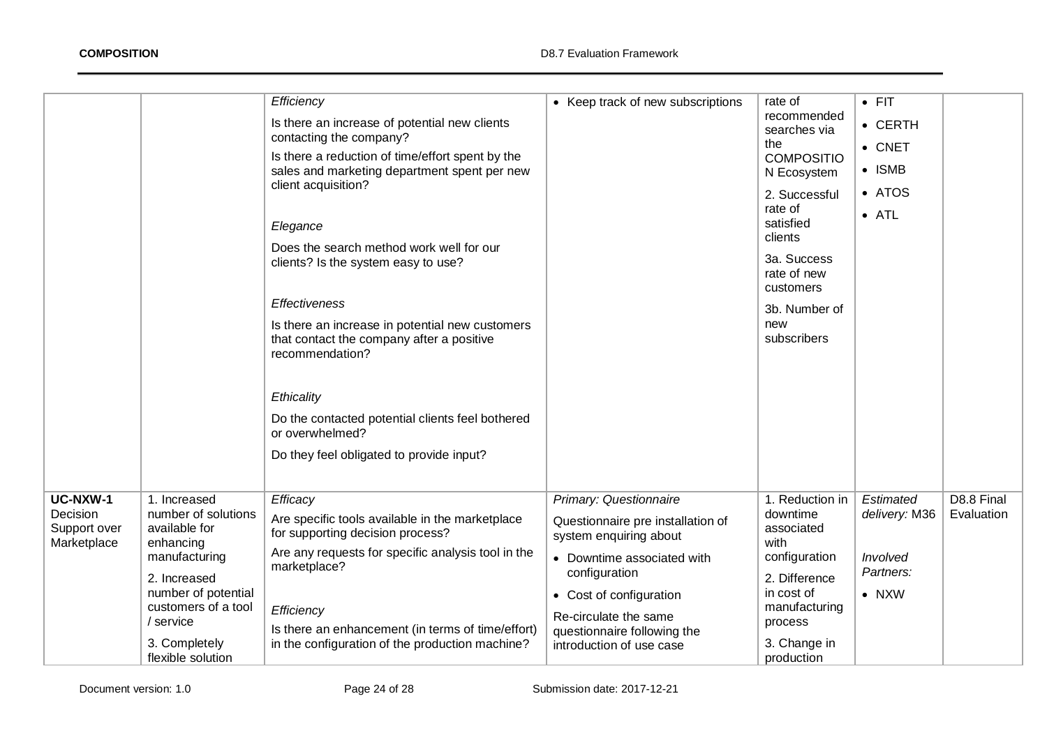| | | | | | | |
|---|---|---|---|---|---|---|
| | | *Efficiency*<br>Is there an increase of potential new clients contacting the company?<br>Is there a reduction of time/effort spent by the sales and marketing department spent per new client acquisition?<br><br>*Elegance*<br>Does the search method work well for our clients? Is the system easy to use?<br><br>*Effectiveness*<br>Is there an increase in potential new customers that contact the company after a positive recommendation?<br><br>*Ethicality*<br>Do the contacted potential clients feel bothered or overwhelmed?<br>Do they feel obligated to provide input? | • Keep track of new subscriptions | rate of recommended searches via the COMPOSITION Ecosystem<br>2. Successful rate of satisfied clients<br>3a. Success rate of new customers<br>3b. Number of new subscribers | • FIT<br>• CERTH<br>• CNET<br>• ISMB<br>• ATOS<br>• ATL | |
| **UC-NXW-1** Decision Support over Marketplace | 1. Increased number of solutions available for enhancing manufacturing<br>2. Increased number of potential customers of a tool / service<br>3. Completely flexible solution | *Efficacy*<br>Are specific tools available in the marketplace for supporting decision process?<br>Are any requests for specific analysis tool in the marketplace?<br><br>*Efficiency*<br>Is there an enhancement (in terms of time/effort) in the configuration of the production machine? | *Primary: Questionnaire*<br>Questionnaire pre installation of system enquiring about<br>• Downtime associated with configuration<br>• Cost of configuration<br>Re-circulate the same questionnaire following the introduction of use case | 1. Reduction in downtime associated with configuration<br>2. Difference in cost of manufacturing process<br>3. Change in production | *Estimated delivery:* M36<br><br>*Involved Partners:*<br>• NXW | D8.8 Final Evaluation |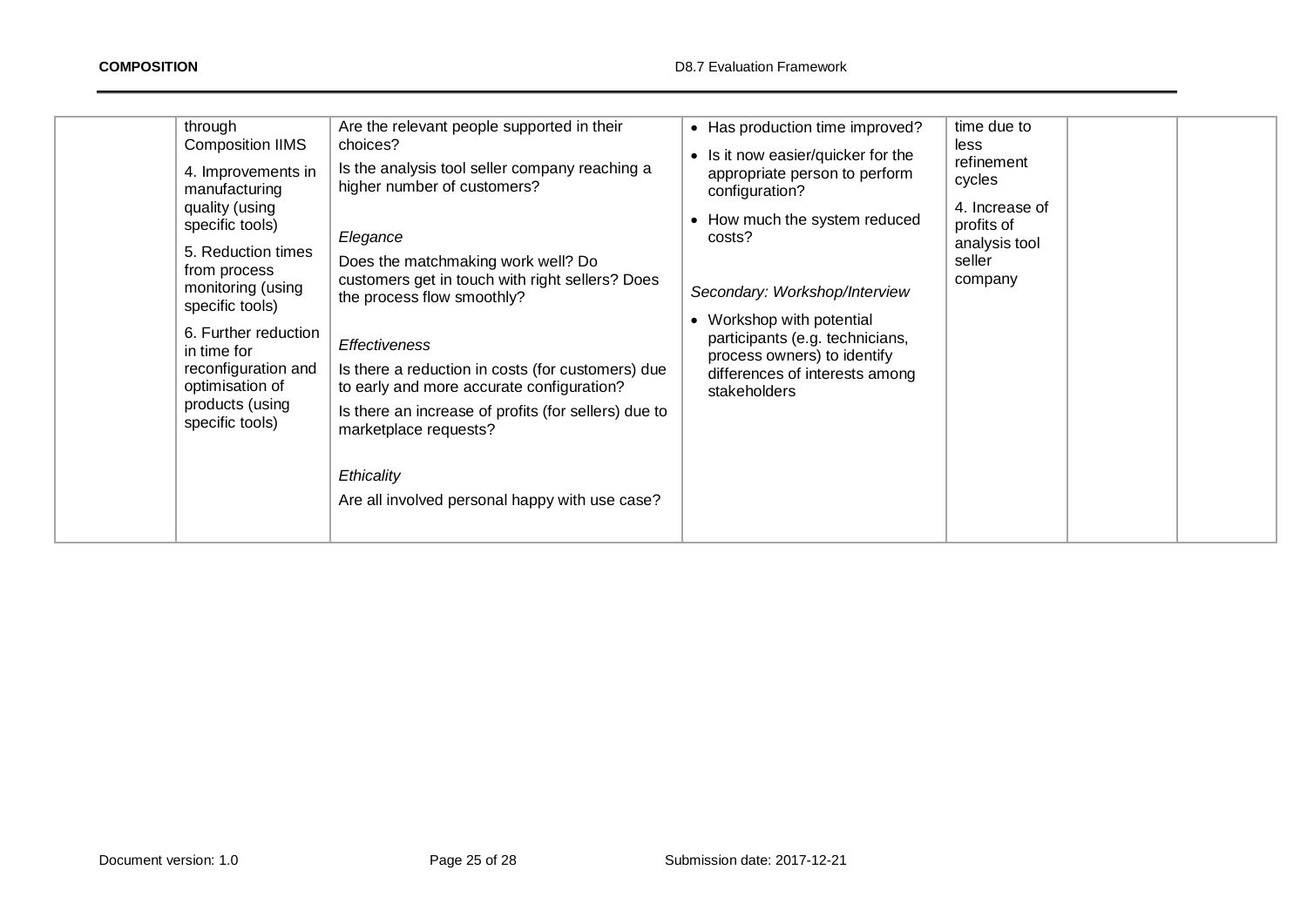| | | | | | | |
|---|---|---|---|---|---|---|
| | through Composition IIMS<br><br>4. Improvements in manufacturing quality (using specific tools)<br><br>5. Reduction times from process monitoring (using specific tools)<br><br>6. Further reduction in time for reconfiguration and optimisation of products (using specific tools) | Are the relevant people supported in their choices?<br><br>Is the analysis tool seller company reaching a higher number of customers?<br><br>*Elegance*<br><br>Does the matchmaking work well? Do customers get in touch with right sellers? Does the process flow smoothly?<br><br>*Effectiveness*<br><br>Is there a reduction in costs (for customers) due to early and more accurate configuration?<br><br>Is there an increase of profits (for sellers) due to marketplace requests?<br><br>*Ethicality*<br><br>Are all involved personal happy with use case? | • Has production time improved?<br><br>• Is it now easier/quicker for the appropriate person to perform configuration?<br><br>• How much the system reduced costs?<br><br>*Secondary: Workshop/Interview*<br><br>• Workshop with potential participants (e.g. technicians, process owners) to identify differences of interests among stakeholders | time due to less refinement cycles<br><br>4. Increase of profits of analysis tool seller company | | |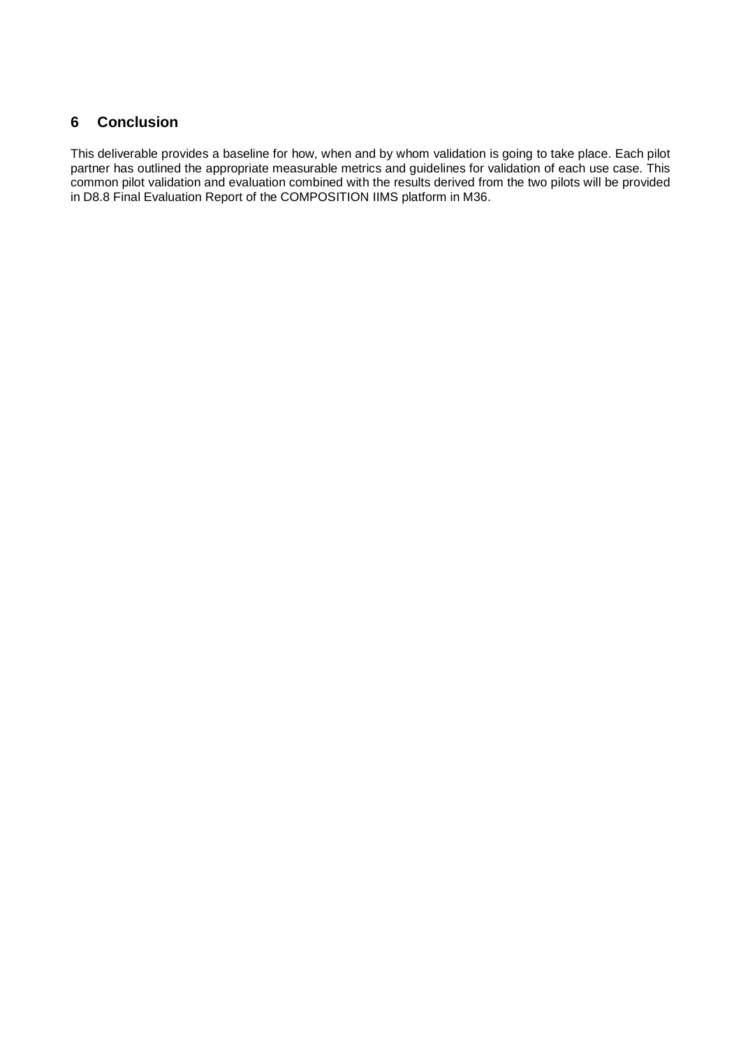# 6 Conclusion

This deliverable provides a baseline for how, when and by whom validation is going to take place. Each pilot partner has outlined the appropriate measurable metrics and guidelines for validation of each use case. This common pilot validation and evaluation combined with the results derived from the two pilots will be provided in D8.8 Final Evaluation Report of the COMPOSITION IIMS platform in M36.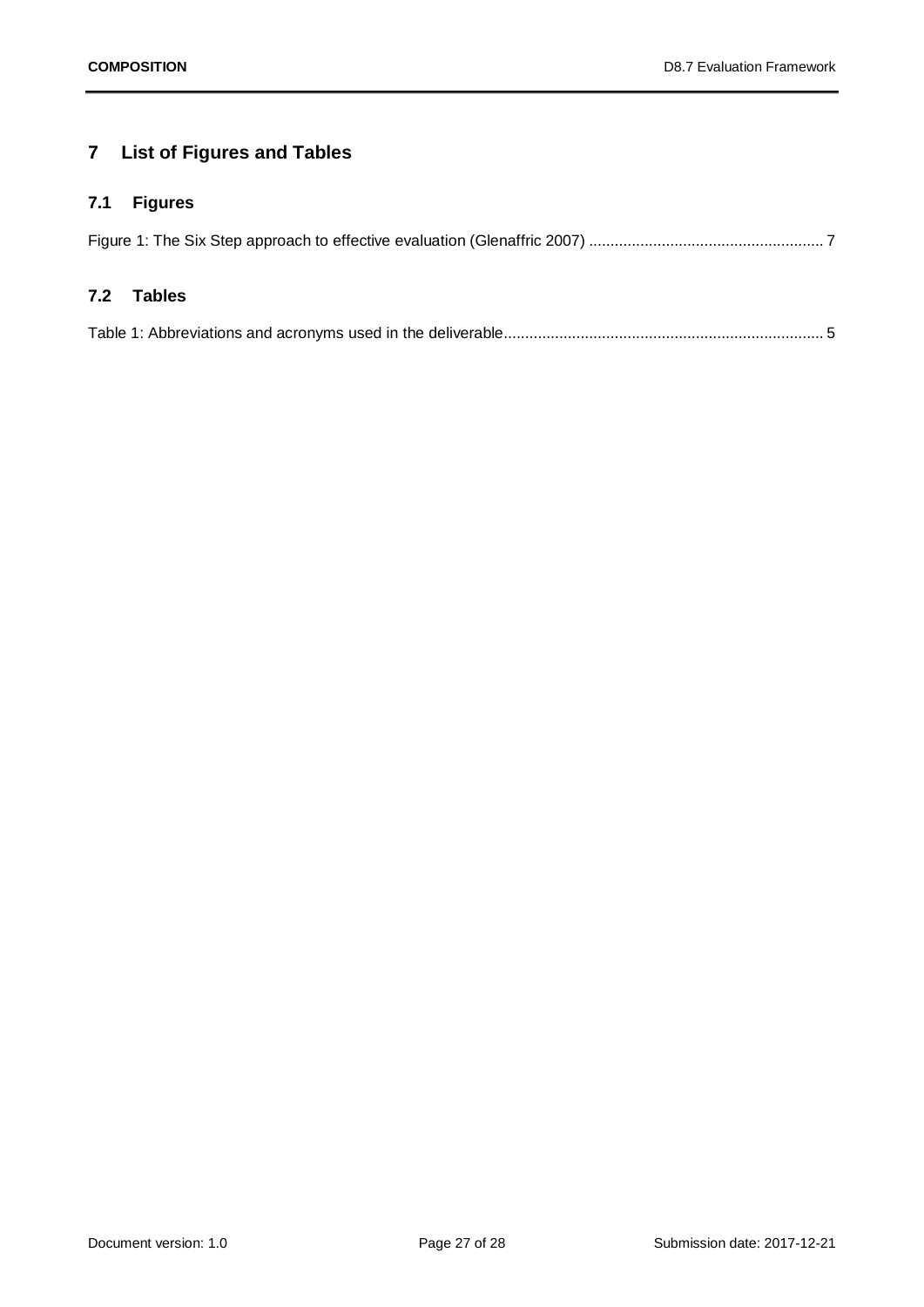# 7 List of Figures and Tables

## 7.1 Figures

Figure 1: The Six Step approach to effective evaluation (Glenaffric 2007) ....................................................... 7

## 7.2 Tables

Table 1: Abbreviations and acronyms used in the deliverable........................................................................... 5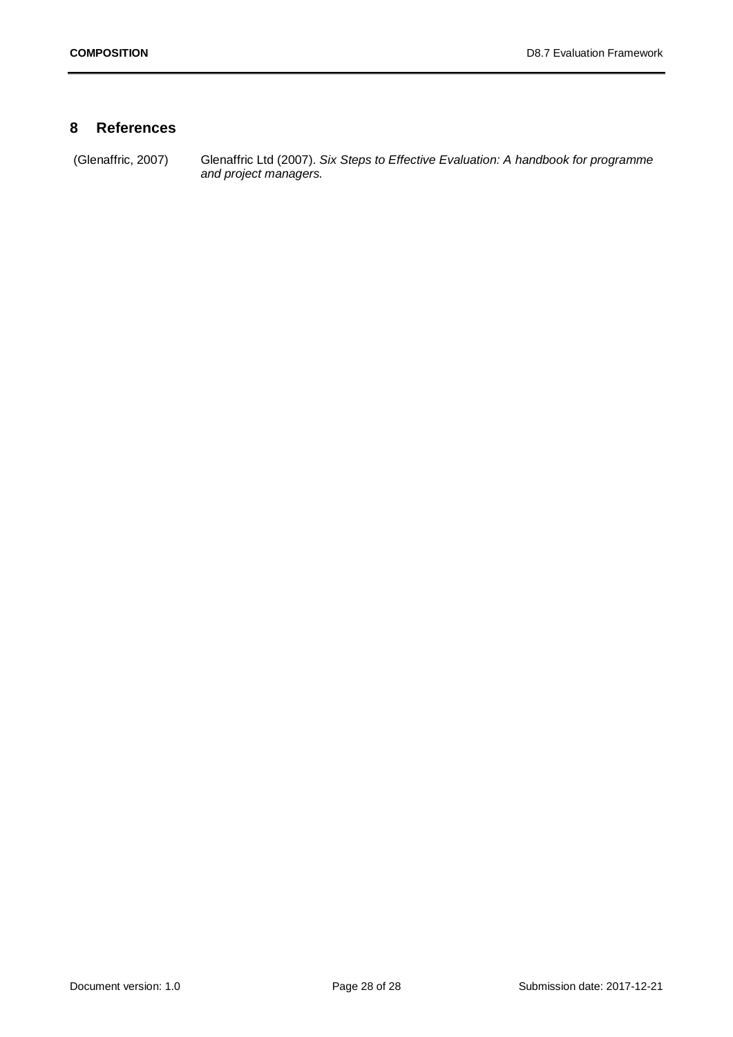## 8 References

| | |
|---|---|
| (Glenaffric, 2007) | Glenaffric Ltd (2007). *Six Steps to Effective Evaluation: A handbook for programme and project managers.* |